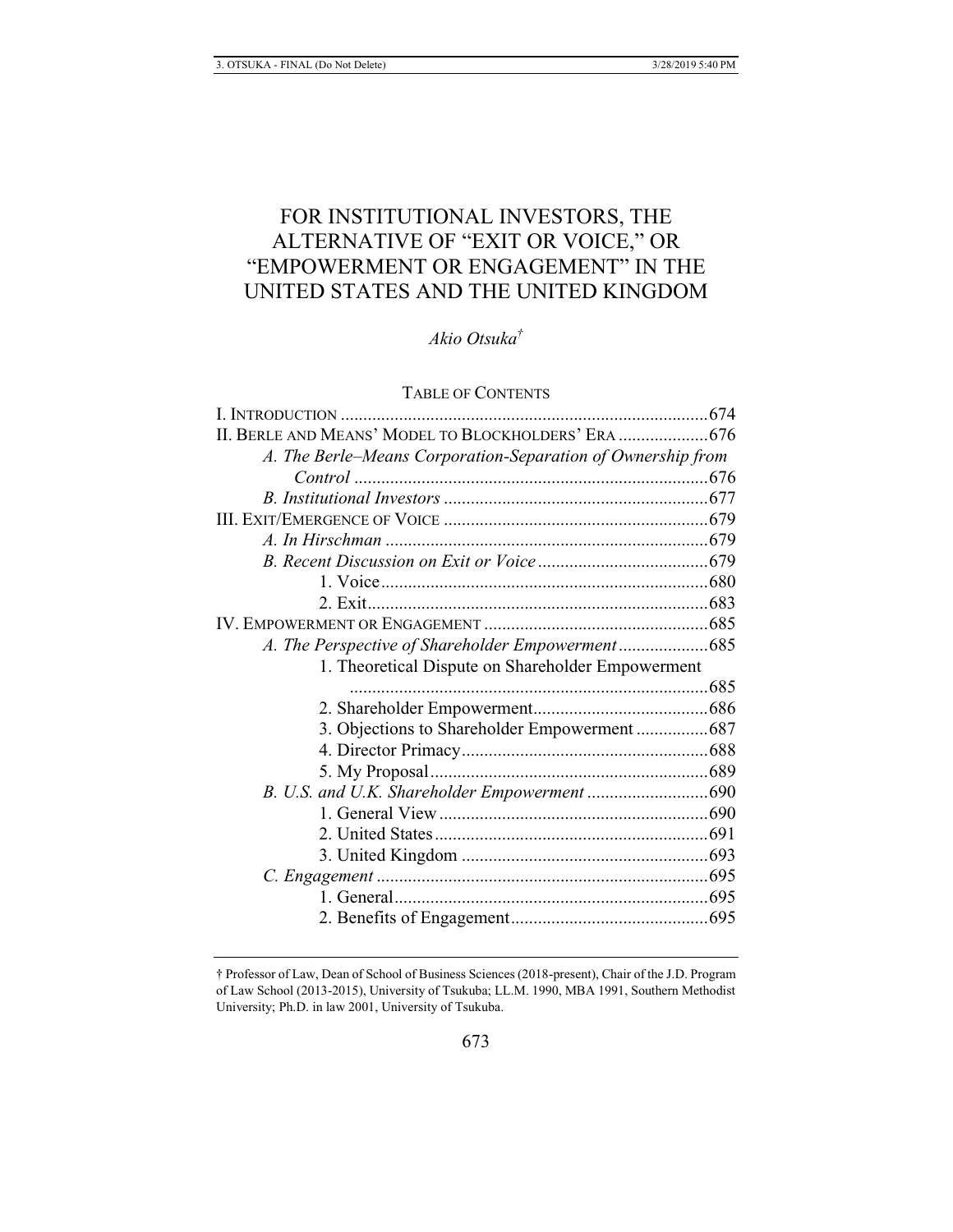# FOR INSTITUTIONAL INVESTORS, THE ALTERNATIVE OF "EXIT OR VOICE," OR "EMPOWERMENT OR ENGAGEMENT" IN THE UNITED STATES AND THE UNITED KINGDOM

*Akio Otsuka*[†]

TABLE OF CONTENTS

I. INTRODUCTION .................................................................................674
II. BERLE AND MEANS' MODEL TO BLOCKHOLDERS' ERA ....................676
- *A. The Berle–Means Corporation-Separation of Ownership from Control* ...............................................................................676
- *B. Institutional Investors* ...........................................................677

III. EXIT/EMERGENCE OF VOICE ...........................................................679
- *A. In Hirschman* ........................................................................679
- *B. Recent Discussion on Exit or Voice* ......................................679
  - 1. Voice.........................................................................680
  - 2. Exit...........................................................................683

IV. EMPOWERMENT OR ENGAGEMENT ..................................................685
- *A. The Perspective of Shareholder Empowerment* ....................685
  - 1. Theoretical Dispute on Shareholder Empowerment ................................................................................685
  - 2. Shareholder Empowerment.......................................686
  - 3. Objections to Shareholder Empowerment ................687
  - 4. Director Primacy.......................................................688
  - 5. My Proposal..............................................................689
- *B. U.S. and U.K. Shareholder Empowerment* ...........................690
  - 1. General View............................................................690
  - 2. United States.............................................................691
  - 3. United Kingdom .......................................................693
- *C. Engagement* ..........................................................................695
  - 1. General......................................................................695
  - 2. Benefits of Engagement............................................695

† Professor of Law, Dean of School of Business Sciences (2018-present), Chair of the J.D. Program of Law School (2013-2015), University of Tsukuba; LL.M. 1990, MBA 1991, Southern Methodist University; Ph.D. in law 2001, University of Tsukuba.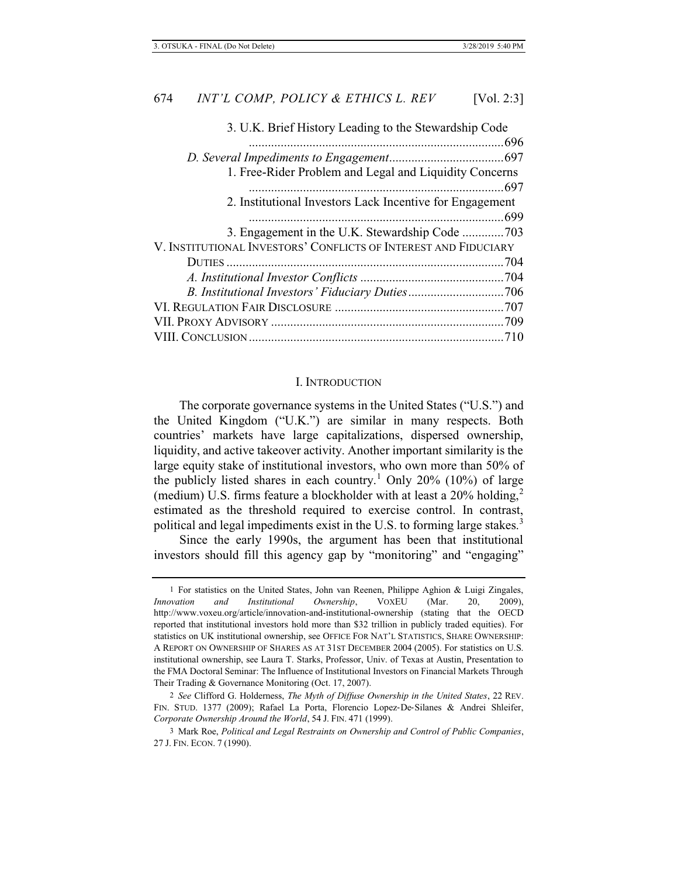3. U.K. Brief History Leading to the Stewardship Code ....................................................................................696

*D. Several Impediments to Engagement*....................................697

1. Free-Rider Problem and Legal and Liquidity Concerns ....................................................................................697

2. Institutional Investors Lack Incentive for Engagement ....................................................................................699

3. Engagement in the U.K. Stewardship Code .............703

V. INSTITUTIONAL INVESTORS' CONFLICTS OF INTEREST AND FIDUCIARY DUTIES .......................................................................................704

*A. Institutional Investor Conflicts* .............................................704

*B. Institutional Investors' Fiduciary Duties*..............................706

VI. REGULATION FAIR DISCLOSURE .....................................................707

VII. PROXY ADVISORY .........................................................................709

VIII. CONCLUSION................................................................................710

## I. INTRODUCTION

The corporate governance systems in the United States ("U.S.") and the United Kingdom ("U.K.") are similar in many respects. Both countries' markets have large capitalizations, dispersed ownership, liquidity, and active takeover activity. Another important similarity is the large equity stake of institutional investors, who own more than 50% of the publicly listed shares in each country.[1] Only 20% (10%) of large (medium) U.S. firms feature a blockholder with at least a 20% holding,[2] estimated as the threshold required to exercise control. In contrast, political and legal impediments exist in the U.S. to forming large stakes.[3]

Since the early 1990s, the argument has been that institutional investors should fill this agency gap by "monitoring" and "engaging"

---

1 For statistics on the United States, John van Reenen, Philippe Aghion & Luigi Zingales, *Innovation and Institutional Ownership*, VOXEU (Mar. 20, 2009), http://www.voxeu.org/article/innovation-and-institutional-ownership (stating that the OECD reported that institutional investors hold more than $32 trillion in publicly traded equities). For statistics on UK institutional ownership, see OFFICE FOR NAT'L STATISTICS, SHARE OWNERSHIP: A REPORT ON OWNERSHIP OF SHARES AS AT 31ST DECEMBER 2004 (2005). For statistics on U.S. institutional ownership, see Laura T. Starks, Professor, Univ. of Texas at Austin, Presentation to the FMA Doctoral Seminar: The Influence of Institutional Investors on Financial Markets Through Their Trading & Governance Monitoring (Oct. 17, 2007).

2 *See* Clifford G. Holderness, *The Myth of Diffuse Ownership in the United States*, 22 REV. FIN. STUD. 1377 (2009); Rafael La Porta, Florencio Lopez-De-Silanes & Andrei Shleifer, *Corporate Ownership Around the World*, 54 J. FIN. 471 (1999).

3 Mark Roe, *Political and Legal Restraints on Ownership and Control of Public Companies*, 27 J. FIN. ECON. 7 (1990).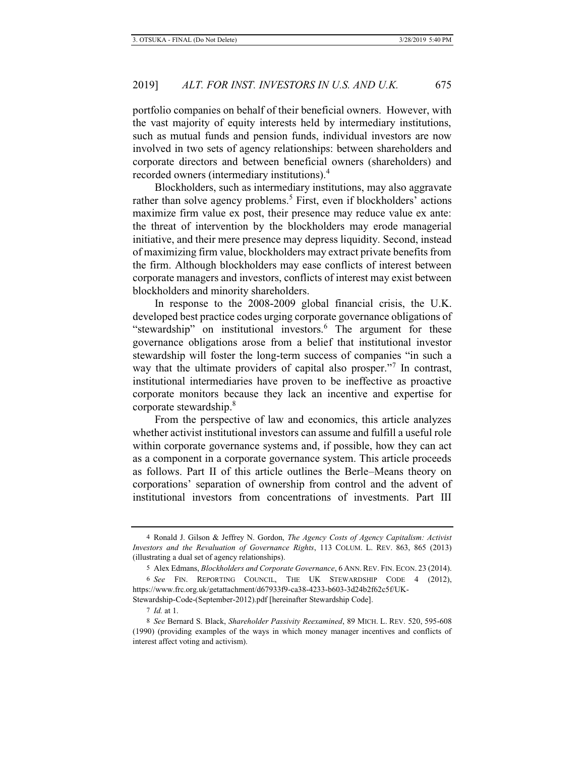portfolio companies on behalf of their beneficial owners. However, with the vast majority of equity interests held by intermediary institutions, such as mutual funds and pension funds, individual investors are now involved in two sets of agency relationships: between shareholders and corporate directors and between beneficial owners (shareholders) and recorded owners (intermediary institutions).[4]

Blockholders, such as intermediary institutions, may also aggravate rather than solve agency problems.[5] First, even if blockholders' actions maximize firm value ex post, their presence may reduce value ex ante: the threat of intervention by the blockholders may erode managerial initiative, and their mere presence may depress liquidity. Second, instead of maximizing firm value, blockholders may extract private benefits from the firm. Although blockholders may ease conflicts of interest between corporate managers and investors, conflicts of interest may exist between blockholders and minority shareholders.

In response to the 2008-2009 global financial crisis, the U.K. developed best practice codes urging corporate governance obligations of "stewardship" on institutional investors.[6] The argument for these governance obligations arose from a belief that institutional investor stewardship will foster the long-term success of companies "in such a way that the ultimate providers of capital also prosper."[7] In contrast, institutional intermediaries have proven to be ineffective as proactive corporate monitors because they lack an incentive and expertise for corporate stewardship.[8]

From the perspective of law and economics, this article analyzes whether activist institutional investors can assume and fulfill a useful role within corporate governance systems and, if possible, how they can act as a component in a corporate governance system. This article proceeds as follows. Part II of this article outlines the Berle–Means theory on corporations' separation of ownership from control and the advent of institutional investors from concentrations of investments. Part III

---

4 Ronald J. Gilson & Jeffrey N. Gordon, *The Agency Costs of Agency Capitalism: Activist Investors and the Revaluation of Governance Rights*, 113 COLUM. L. REV. 863, 865 (2013) (illustrating a dual set of agency relationships).

5 Alex Edmans, *Blockholders and Corporate Governance*, 6 ANN. REV. FIN. ECON. 23 (2014).

6 *See* FIN. REPORTING COUNCIL, THE UK STEWARDSHIP CODE 4 (2012), https://www.frc.org.uk/getattachment/d67933f9-ca38-4233-b603-3d24b2f62c5f/UK-Stewardship-Code-(September-2012).pdf [hereinafter Stewardship Code].

7 *Id.* at 1.

8 *See* Bernard S. Black, *Shareholder Passivity Reexamined*, 89 MICH. L. REV. 520, 595-608 (1990) (providing examples of the ways in which money manager incentives and conflicts of interest affect voting and activism).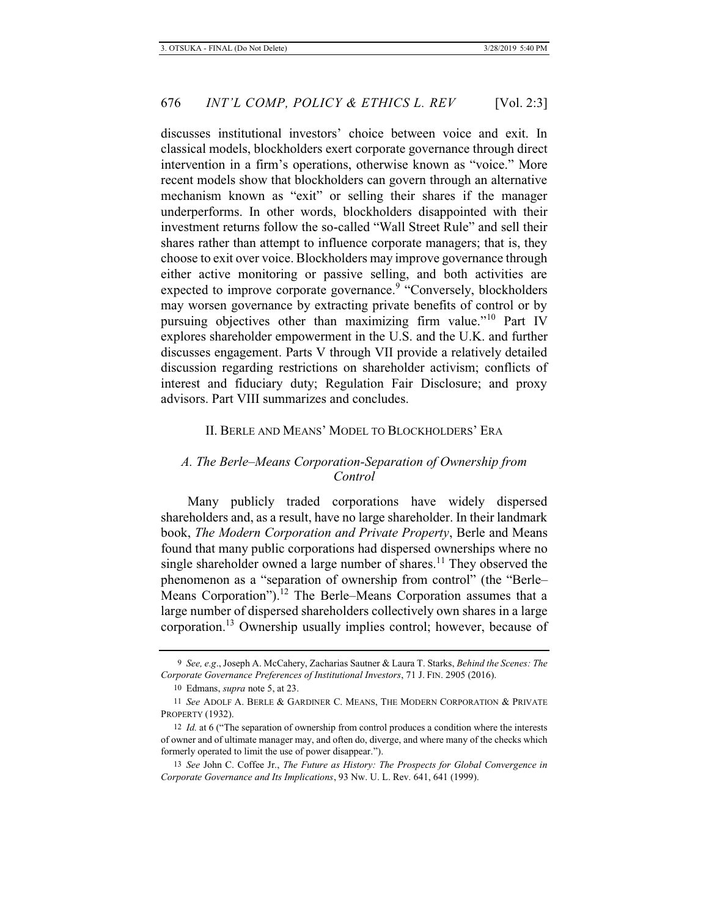discusses institutional investors' choice between voice and exit. In classical models, blockholders exert corporate governance through direct intervention in a firm's operations, otherwise known as "voice." More recent models show that blockholders can govern through an alternative mechanism known as "exit" or selling their shares if the manager underperforms. In other words, blockholders disappointed with their investment returns follow the so-called "Wall Street Rule" and sell their shares rather than attempt to influence corporate managers; that is, they choose to exit over voice. Blockholders may improve governance through either active monitoring or passive selling, and both activities are expected to improve corporate governance.[9] "Conversely, blockholders may worsen governance by extracting private benefits of control or by pursuing objectives other than maximizing firm value."[10] Part IV explores shareholder empowerment in the U.S. and the U.K. and further discusses engagement. Parts V through VII provide a relatively detailed discussion regarding restrictions on shareholder activism; conflicts of interest and fiduciary duty; Regulation Fair Disclosure; and proxy advisors. Part VIII summarizes and concludes.

## II. Berle and Means' Model to Blockholders' Era

### *A. The Berle–Means Corporation-Separation of Ownership from Control*

Many publicly traded corporations have widely dispersed shareholders and, as a result, have no large shareholder. In their landmark book, *The Modern Corporation and Private Property*, Berle and Means found that many public corporations had dispersed ownerships where no single shareholder owned a large number of shares.[11] They observed the phenomenon as a "separation of ownership from control" (the "Berle–Means Corporation").[12] The Berle–Means Corporation assumes that a large number of dispersed shareholders collectively own shares in a large corporation.[13] Ownership usually implies control; however, because of

---

9 *See, e.g.*, Joseph A. McCahery, Zacharias Sautner & Laura T. Starks, *Behind the Scenes: The Corporate Governance Preferences of Institutional Investors*, 71 J. FIN. 2905 (2016).

10 Edmans, *supra* note 5, at 23.

11 *See* ADOLF A. BERLE & GARDINER C. MEANS, THE MODERN CORPORATION & PRIVATE PROPERTY (1932).

12 *Id.* at 6 ("The separation of ownership from control produces a condition where the interests of owner and of ultimate manager may, and often do, diverge, and where many of the checks which formerly operated to limit the use of power disappear.").

13 *See* John C. Coffee Jr., *The Future as History: The Prospects for Global Convergence in Corporate Governance and Its Implications*, 93 NW. U. L. Rev. 641, 641 (1999).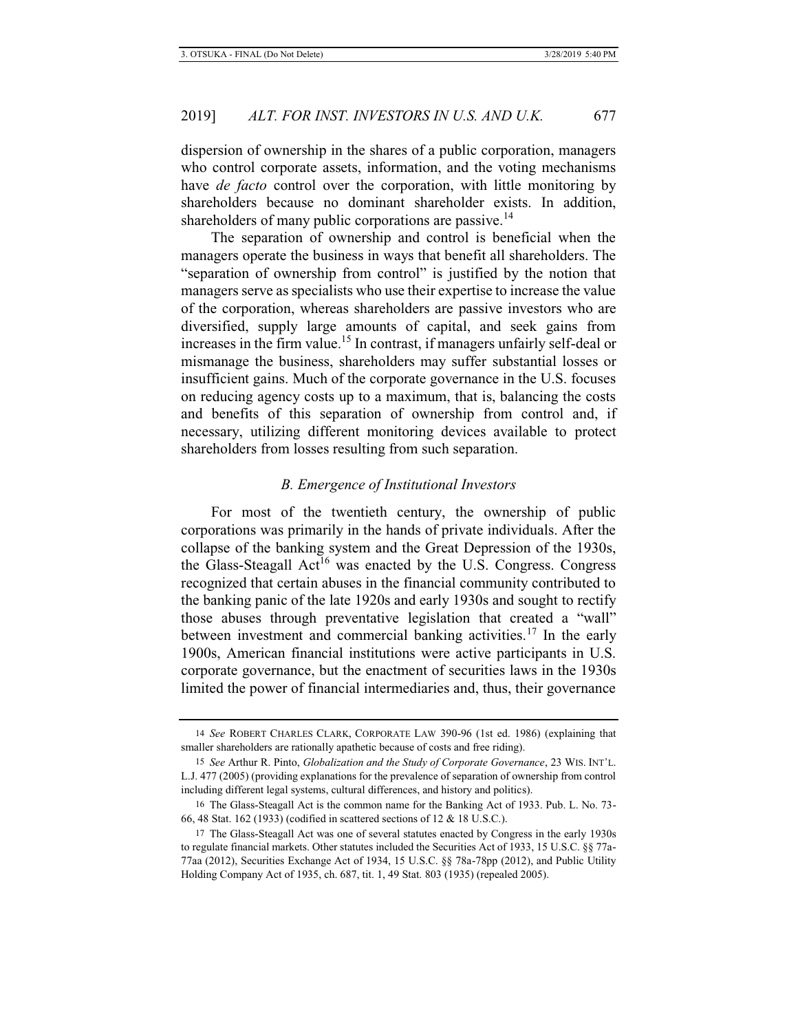dispersion of ownership in the shares of a public corporation, managers who control corporate assets, information, and the voting mechanisms have *de facto* control over the corporation, with little monitoring by shareholders because no dominant shareholder exists. In addition, shareholders of many public corporations are passive.[14]

The separation of ownership and control is beneficial when the managers operate the business in ways that benefit all shareholders. The "separation of ownership from control" is justified by the notion that managers serve as specialists who use their expertise to increase the value of the corporation, whereas shareholders are passive investors who are diversified, supply large amounts of capital, and seek gains from increases in the firm value.[15] In contrast, if managers unfairly self-deal or mismanage the business, shareholders may suffer substantial losses or insufficient gains. Much of the corporate governance in the U.S. focuses on reducing agency costs up to a maximum, that is, balancing the costs and benefits of this separation of ownership from control and, if necessary, utilizing different monitoring devices available to protect shareholders from losses resulting from such separation.

### *B. Emergence of Institutional Investors*

For most of the twentieth century, the ownership of public corporations was primarily in the hands of private individuals. After the collapse of the banking system and the Great Depression of the 1930s, the Glass-Steagall Act[16] was enacted by the U.S. Congress. Congress recognized that certain abuses in the financial community contributed to the banking panic of the late 1920s and early 1930s and sought to rectify those abuses through preventative legislation that created a "wall" between investment and commercial banking activities.[17] In the early 1900s, American financial institutions were active participants in U.S. corporate governance, but the enactment of securities laws in the 1930s limited the power of financial intermediaries and, thus, their governance

---

14 *See* ROBERT CHARLES CLARK, CORPORATE LAW 390-96 (1st ed. 1986) (explaining that smaller shareholders are rationally apathetic because of costs and free riding).

15 *See* Arthur R. Pinto, *Globalization and the Study of Corporate Governance*, 23 WIS. INT'L. L.J. 477 (2005) (providing explanations for the prevalence of separation of ownership from control including different legal systems, cultural differences, and history and politics).

16 The Glass-Steagall Act is the common name for the Banking Act of 1933. Pub. L. No. 73-66, 48 Stat. 162 (1933) (codified in scattered sections of 12 & 18 U.S.C.).

17 The Glass-Steagall Act was one of several statutes enacted by Congress in the early 1930s to regulate financial markets. Other statutes included the Securities Act of 1933, 15 U.S.C. §§ 77a-77aa (2012), Securities Exchange Act of 1934, 15 U.S.C. §§ 78a-78pp (2012), and Public Utility Holding Company Act of 1935, ch. 687, tit. 1, 49 Stat. 803 (1935) (repealed 2005).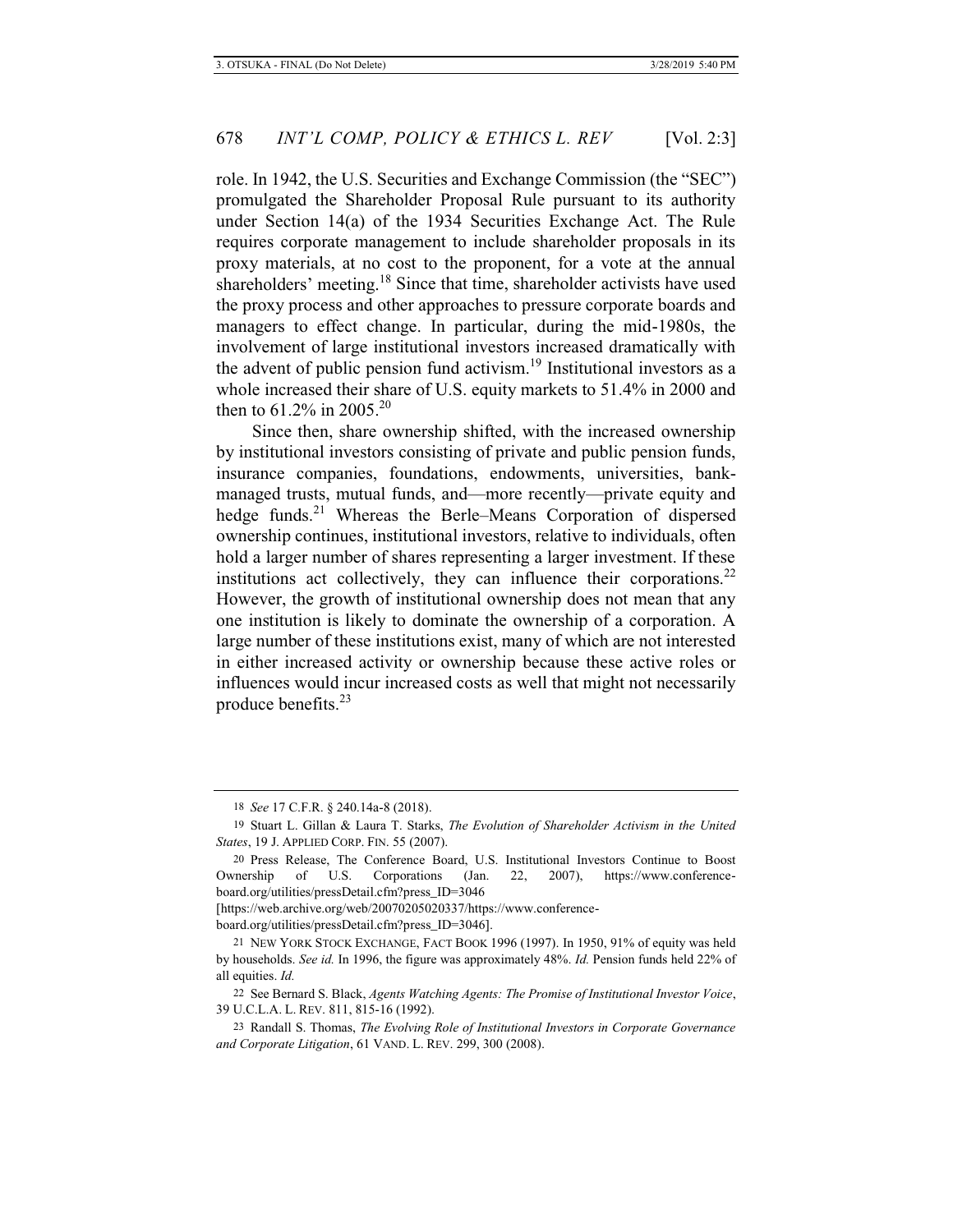role. In 1942, the U.S. Securities and Exchange Commission (the "SEC") promulgated the Shareholder Proposal Rule pursuant to its authority under Section 14(a) of the 1934 Securities Exchange Act. The Rule requires corporate management to include shareholder proposals in its proxy materials, at no cost to the proponent, for a vote at the annual shareholders' meeting.[18] Since that time, shareholder activists have used the proxy process and other approaches to pressure corporate boards and managers to effect change. In particular, during the mid-1980s, the involvement of large institutional investors increased dramatically with the advent of public pension fund activism.[19] Institutional investors as a whole increased their share of U.S. equity markets to 51.4% in 2000 and then to 61.2% in 2005.[20]

Since then, share ownership shifted, with the increased ownership by institutional investors consisting of private and public pension funds, insurance companies, foundations, endowments, universities, bank-managed trusts, mutual funds, and—more recently—private equity and hedge funds.[21] Whereas the Berle–Means Corporation of dispersed ownership continues, institutional investors, relative to individuals, often hold a larger number of shares representing a larger investment. If these institutions act collectively, they can influence their corporations.[22] However, the growth of institutional ownership does not mean that any one institution is likely to dominate the ownership of a corporation. A large number of these institutions exist, many of which are not interested in either increased activity or ownership because these active roles or influences would incur increased costs as well that might not necessarily produce benefits.[23]

---

18 *See* 17 C.F.R. § 240.14a-8 (2018).

19 Stuart L. Gillan & Laura T. Starks, *The Evolution of Shareholder Activism in the United States*, 19 J. APPLIED CORP. FIN. 55 (2007).

20 Press Release, The Conference Board, U.S. Institutional Investors Continue to Boost Ownership of U.S. Corporations (Jan. 22, 2007), https://www.conference-board.org/utilities/pressDetail.cfm?press_ID=3046 [https://web.archive.org/web/20070205020337/https://www.conference-board.org/utilities/pressDetail.cfm?press_ID=3046].

21 NEW YORK STOCK EXCHANGE, FACT BOOK 1996 (1997). In 1950, 91% of equity was held by households. *See id.* In 1996, the figure was approximately 48%. *Id.* Pension funds held 22% of all equities. *Id.*

22 See Bernard S. Black, *Agents Watching Agents: The Promise of Institutional Investor Voice*, 39 U.C.L.A. L. REV. 811, 815-16 (1992).

23 Randall S. Thomas, *The Evolving Role of Institutional Investors in Corporate Governance and Corporate Litigation*, 61 VAND. L. REV. 299, 300 (2008).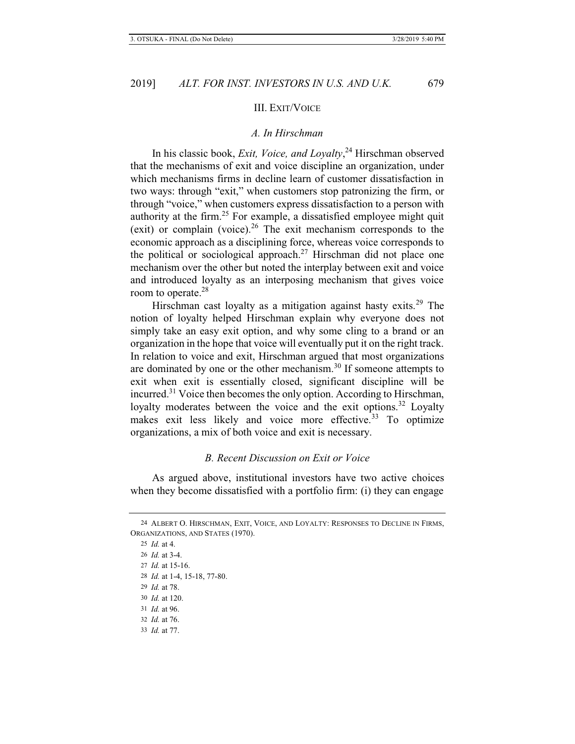## III. EXIT/VOICE

### *A. In Hirschman*

In his classic book, *Exit, Voice, and Loyalty*,[24] Hirschman observed that the mechanisms of exit and voice discipline an organization, under which mechanisms firms in decline learn of customer dissatisfaction in two ways: through "exit," when customers stop patronizing the firm, or through "voice," when customers express dissatisfaction to a person with authority at the firm.[25] For example, a dissatisfied employee might quit (exit) or complain (voice).[26] The exit mechanism corresponds to the economic approach as a disciplining force, whereas voice corresponds to the political or sociological approach.[27] Hirschman did not place one mechanism over the other but noted the interplay between exit and voice and introduced loyalty as an interposing mechanism that gives voice room to operate.[28]

Hirschman cast loyalty as a mitigation against hasty exits.[29] The notion of loyalty helped Hirschman explain why everyone does not simply take an easy exit option, and why some cling to a brand or an organization in the hope that voice will eventually put it on the right track. In relation to voice and exit, Hirschman argued that most organizations are dominated by one or the other mechanism.[30] If someone attempts to exit when exit is essentially closed, significant discipline will be incurred.[31] Voice then becomes the only option. According to Hirschman, loyalty moderates between the voice and the exit options.[32] Loyalty makes exit less likely and voice more effective.[33] To optimize organizations, a mix of both voice and exit is necessary.

### *B. Recent Discussion on Exit or Voice*

As argued above, institutional investors have two active choices when they become dissatisfied with a portfolio firm: (i) they can engage

---

24 ALBERT O. HIRSCHMAN, EXIT, VOICE, AND LOYALTY: RESPONSES TO DECLINE IN FIRMS, ORGANIZATIONS, AND STATES (1970).

25 *Id.* at 4.

26 *Id.* at 3-4.

27 *Id.* at 15-16.

28 *Id.* at 1-4, 15-18, 77-80.

29 *Id.* at 78.

30 *Id.* at 120.

31 *Id.* at 96.

32 *Id.* at 76.

33 *Id.* at 77.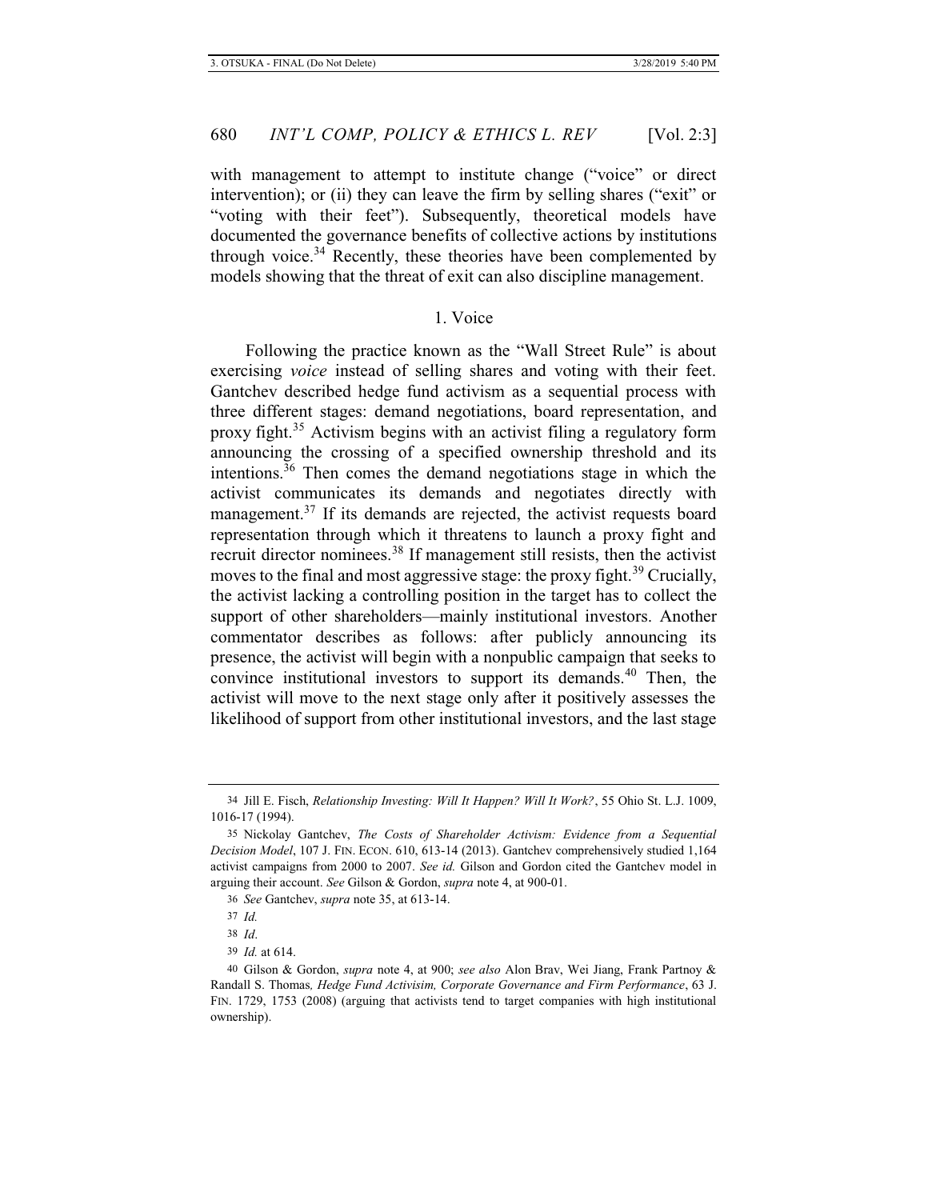with management to attempt to institute change ("voice" or direct intervention); or (ii) they can leave the firm by selling shares ("exit" or "voting with their feet"). Subsequently, theoretical models have documented the governance benefits of collective actions by institutions through voice.[34] Recently, these theories have been complemented by models showing that the threat of exit can also discipline management.

### 1. Voice

Following the practice known as the "Wall Street Rule" is about exercising *voice* instead of selling shares and voting with their feet. Gantchev described hedge fund activism as a sequential process with three different stages: demand negotiations, board representation, and proxy fight.[35] Activism begins with an activist filing a regulatory form announcing the crossing of a specified ownership threshold and its intentions.[36] Then comes the demand negotiations stage in which the activist communicates its demands and negotiates directly with management.[37] If its demands are rejected, the activist requests board representation through which it threatens to launch a proxy fight and recruit director nominees.[38] If management still resists, then the activist moves to the final and most aggressive stage: the proxy fight.[39] Crucially, the activist lacking a controlling position in the target has to collect the support of other shareholders—mainly institutional investors. Another commentator describes as follows: after publicly announcing its presence, the activist will begin with a nonpublic campaign that seeks to convince institutional investors to support its demands.[40] Then, the activist will move to the next stage only after it positively assesses the likelihood of support from other institutional investors, and the last stage

---

34 Jill E. Fisch, *Relationship Investing: Will It Happen? Will It Work?*, 55 Ohio St. L.J. 1009, 1016-17 (1994).

35 Nickolay Gantchev, *The Costs of Shareholder Activism: Evidence from a Sequential Decision Model*, 107 J. FIN. ECON. 610, 613-14 (2013). Gantchev comprehensively studied 1,164 activist campaigns from 2000 to 2007. *See id.* Gilson and Gordon cited the Gantchev model in arguing their account. *See* Gilson & Gordon, *supra* note 4, at 900-01.

36 *See* Gantchev, *supra* note 35, at 613-14.

37 *Id.*

38 *Id*.

39 *Id.* at 614.

40 Gilson & Gordon, *supra* note 4, at 900; *see also* Alon Brav, Wei Jiang, Frank Partnoy & Randall S. Thomas*, Hedge Fund Activisim, Corporate Governance and Firm Performance*, 63 J. FIN. 1729, 1753 (2008) (arguing that activists tend to target companies with high institutional ownership).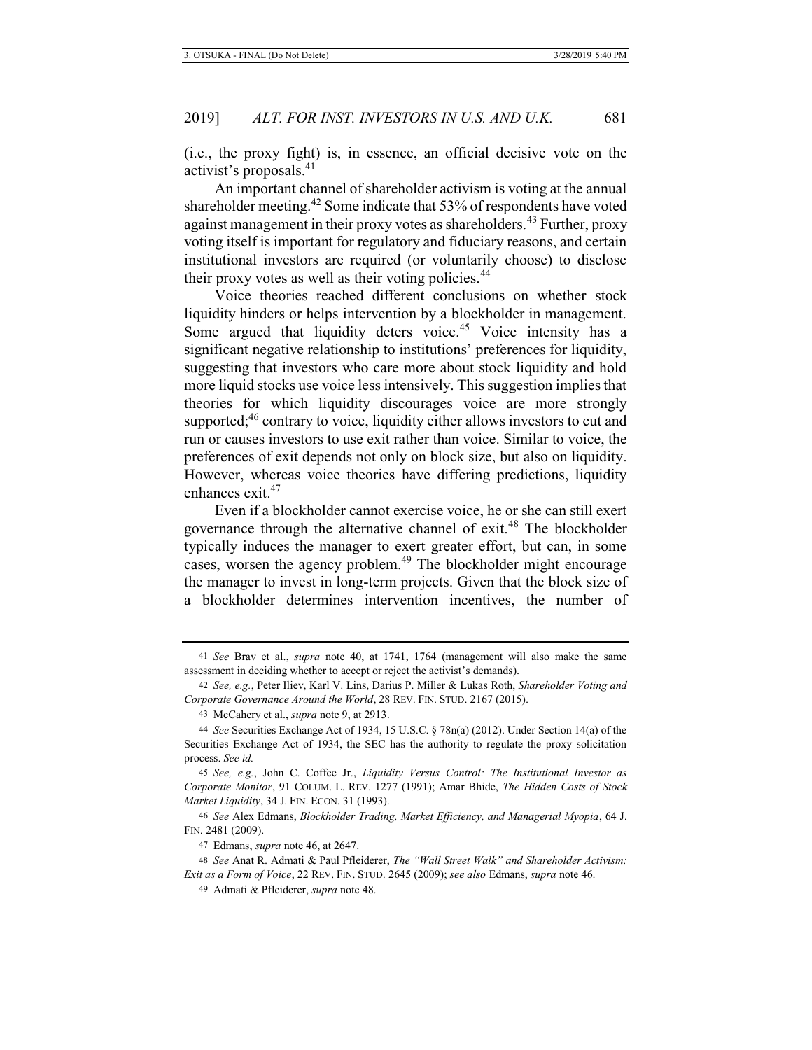(i.e., the proxy fight) is, in essence, an official decisive vote on the activist's proposals.[41]

An important channel of shareholder activism is voting at the annual shareholder meeting.[42] Some indicate that 53% of respondents have voted against management in their proxy votes as shareholders.[43] Further, proxy voting itself is important for regulatory and fiduciary reasons, and certain institutional investors are required (or voluntarily choose) to disclose their proxy votes as well as their voting policies.[44]

Voice theories reached different conclusions on whether stock liquidity hinders or helps intervention by a blockholder in management. Some argued that liquidity deters voice.[45] Voice intensity has a significant negative relationship to institutions' preferences for liquidity, suggesting that investors who care more about stock liquidity and hold more liquid stocks use voice less intensively. This suggestion implies that theories for which liquidity discourages voice are more strongly supported;[46] contrary to voice, liquidity either allows investors to cut and run or causes investors to use exit rather than voice. Similar to voice, the preferences of exit depends not only on block size, but also on liquidity. However, whereas voice theories have differing predictions, liquidity enhances exit.[47]

Even if a blockholder cannot exercise voice, he or she can still exert governance through the alternative channel of exit.[48] The blockholder typically induces the manager to exert greater effort, but can, in some cases, worsen the agency problem.[49] The blockholder might encourage the manager to invest in long-term projects. Given that the block size of a blockholder determines intervention incentives, the number of

---

41 *See* Brav et al., *supra* note 40, at 1741, 1764 (management will also make the same assessment in deciding whether to accept or reject the activist's demands).

42 *See, e.g.*, Peter Iliev, Karl V. Lins, Darius P. Miller & Lukas Roth, *Shareholder Voting and Corporate Governance Around the World*, 28 REV. FIN. STUD. 2167 (2015).

43 McCahery et al., *supra* note 9, at 2913.

44 *See* Securities Exchange Act of 1934, 15 U.S.C. § 78n(a) (2012). Under Section 14(a) of the Securities Exchange Act of 1934, the SEC has the authority to regulate the proxy solicitation process. *See id.*

45 *See, e.g.*, John C. Coffee Jr., *Liquidity Versus Control: The Institutional Investor as Corporate Monitor*, 91 COLUM. L. REV. 1277 (1991); Amar Bhide, *The Hidden Costs of Stock Market Liquidity*, 34 J. FIN. ECON. 31 (1993).

46 *See* Alex Edmans, *Blockholder Trading, Market Efficiency, and Managerial Myopia*, 64 J. FIN. 2481 (2009).

47 Edmans, *supra* note 46, at 2647.

48 *See* Anat R. Admati & Paul Pfleiderer, *The "Wall Street Walk" and Shareholder Activism: Exit as a Form of Voice*, 22 REV. FIN. STUD. 2645 (2009); *see also* Edmans, *supra* note 46.

49 Admati & Pfleiderer, *supra* note 48.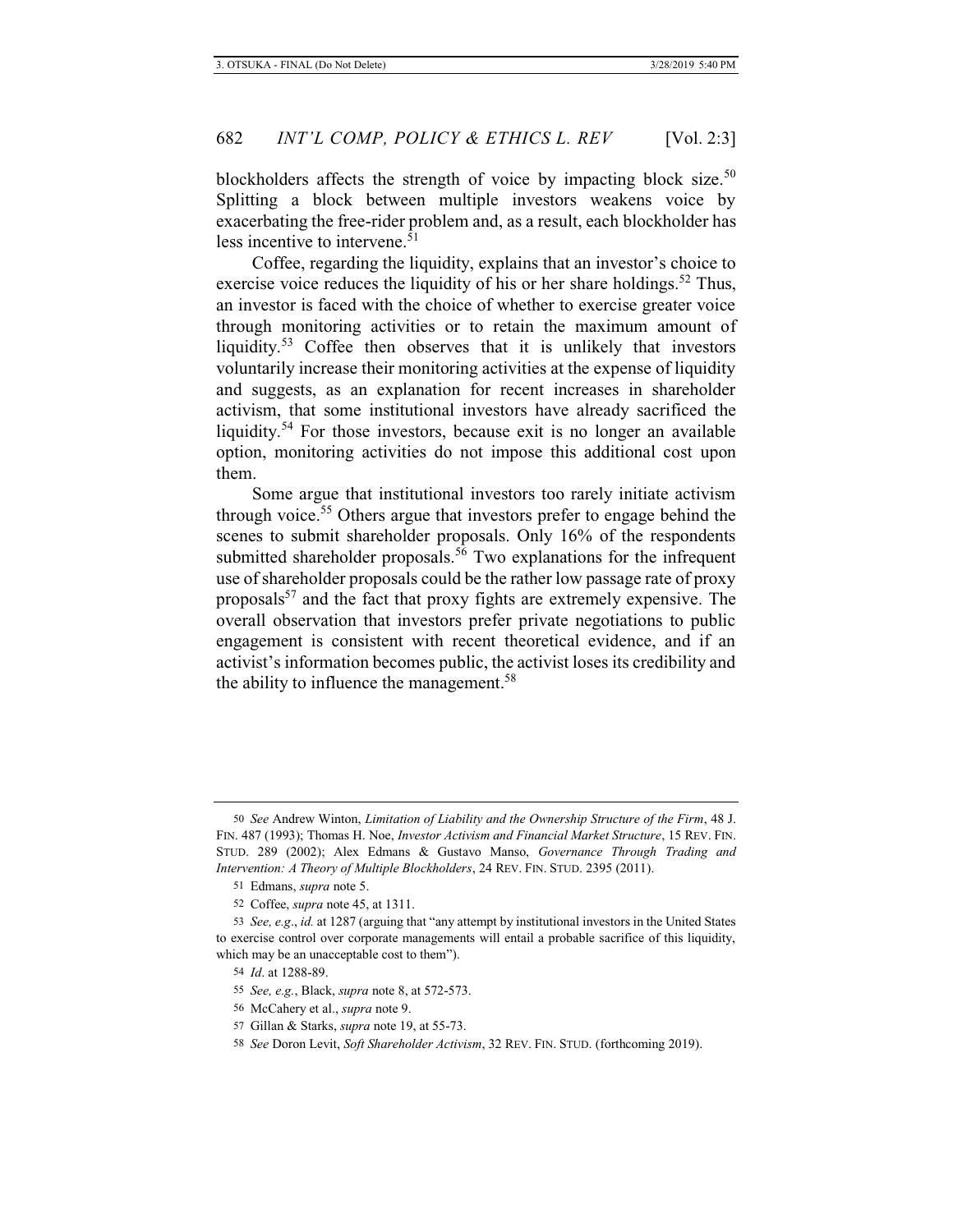blockholders affects the strength of voice by impacting block size.[50] Splitting a block between multiple investors weakens voice by exacerbating the free-rider problem and, as a result, each blockholder has less incentive to intervene.[51]

Coffee, regarding the liquidity, explains that an investor's choice to exercise voice reduces the liquidity of his or her share holdings.[52] Thus, an investor is faced with the choice of whether to exercise greater voice through monitoring activities or to retain the maximum amount of liquidity.[53] Coffee then observes that it is unlikely that investors voluntarily increase their monitoring activities at the expense of liquidity and suggests, as an explanation for recent increases in shareholder activism, that some institutional investors have already sacrificed the liquidity.[54] For those investors, because exit is no longer an available option, monitoring activities do not impose this additional cost upon them.

Some argue that institutional investors too rarely initiate activism through voice.[55] Others argue that investors prefer to engage behind the scenes to submit shareholder proposals. Only 16% of the respondents submitted shareholder proposals.[56] Two explanations for the infrequent use of shareholder proposals could be the rather low passage rate of proxy proposals[57] and the fact that proxy fights are extremely expensive. The overall observation that investors prefer private negotiations to public engagement is consistent with recent theoretical evidence, and if an activist's information becomes public, the activist loses its credibility and the ability to influence the management.[58]

---

50 *See* Andrew Winton, *Limitation of Liability and the Ownership Structure of the Firm*, 48 J. FIN. 487 (1993); Thomas H. Noe, *Investor Activism and Financial Market Structure*, 15 REV. FIN. STUD. 289 (2002); Alex Edmans & Gustavo Manso, *Governance Through Trading and Intervention: A Theory of Multiple Blockholders*, 24 REV. FIN. STUD. 2395 (2011).

51 Edmans, *supra* note 5.

52 Coffee, *supra* note 45, at 1311.

53 *See, e.g.*, *id.* at 1287 (arguing that "any attempt by institutional investors in the United States to exercise control over corporate managements will entail a probable sacrifice of this liquidity, which may be an unacceptable cost to them").

54 *Id.* at 1288-89.

55 *See, e.g.*, Black, *supra* note 8, at 572-573.

56 McCahery et al., *supra* note 9.

57 Gillan & Starks, *supra* note 19, at 55-73.

58 *See* Doron Levit, *Soft Shareholder Activism*, 32 REV. FIN. STUD. (forthcoming 2019).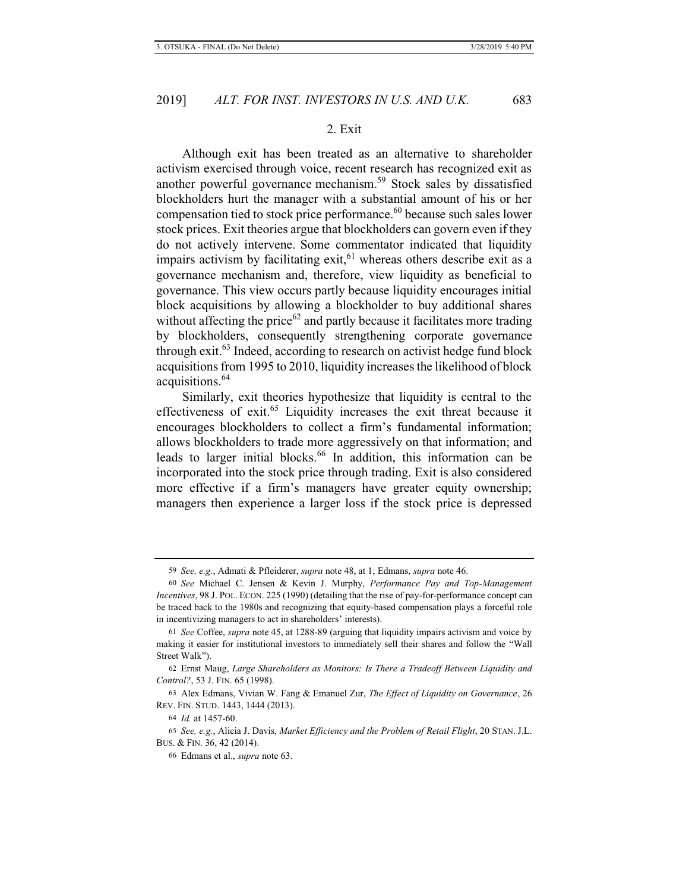### 2. Exit

Although exit has been treated as an alternative to shareholder activism exercised through voice, recent research has recognized exit as another powerful governance mechanism.[59] Stock sales by dissatisfied blockholders hurt the manager with a substantial amount of his or her compensation tied to stock price performance.[60] because such sales lower stock prices. Exit theories argue that blockholders can govern even if they do not actively intervene. Some commentator indicated that liquidity impairs activism by facilitating exit,[61] whereas others describe exit as a governance mechanism and, therefore, view liquidity as beneficial to governance. This view occurs partly because liquidity encourages initial block acquisitions by allowing a blockholder to buy additional shares without affecting the price[62] and partly because it facilitates more trading by blockholders, consequently strengthening corporate governance through exit.[63] Indeed, according to research on activist hedge fund block acquisitions from 1995 to 2010, liquidity increases the likelihood of block acquisitions.[64]

Similarly, exit theories hypothesize that liquidity is central to the effectiveness of exit.[65] Liquidity increases the exit threat because it encourages blockholders to collect a firm's fundamental information; allows blockholders to trade more aggressively on that information; and leads to larger initial blocks.[66] In addition, this information can be incorporated into the stock price through trading. Exit is also considered more effective if a firm's managers have greater equity ownership; managers then experience a larger loss if the stock price is depressed

---

59 *See, e.g.*, Admati & Pfleiderer, *supra* note 48, at 1; Edmans, *supra* note 46.

60 *See* Michael C. Jensen & Kevin J. Murphy, *Performance Pay and Top-Management Incentives*, 98 J. POL. ECON. 225 (1990) (detailing that the rise of pay-for-performance concept can be traced back to the 1980s and recognizing that equity-based compensation plays a forceful role in incentivizing managers to act in shareholders' interests).

61 *See* Coffee, *supra* note 45, at 1288-89 (arguing that liquidity impairs activism and voice by making it easier for institutional investors to immediately sell their shares and follow the "Wall Street Walk").

62 Ernst Maug, *Large Shareholders as Monitors: Is There a Tradeoff Between Liquidity and Control?*, 53 J. FIN. 65 (1998).

63 Alex Edmans, Vivian W. Fang & Emanuel Zur, *The Effect of Liquidity on Governance*, 26 REV. FIN. STUD. 1443, 1444 (2013).

64 *Id.* at 1457-60.

65 *See, e.g.*, Alicia J. Davis, *Market Efficiency and the Problem of Retail Flight*, 20 STAN. J.L. BUS. & FIN. 36, 42 (2014).

66 Edmans et al., *supra* note 63.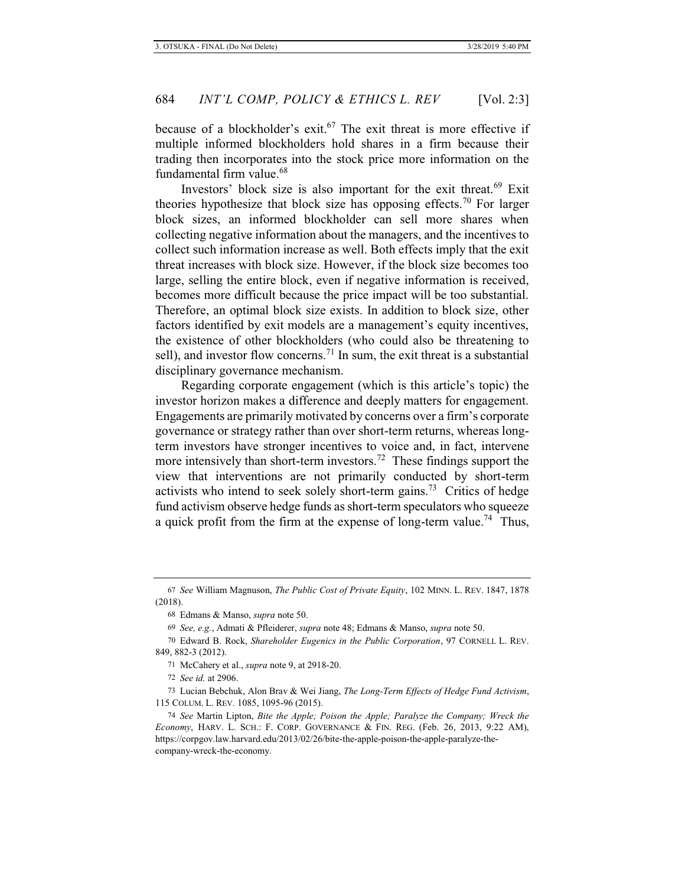because of a blockholder's exit.[67] The exit threat is more effective if multiple informed blockholders hold shares in a firm because their trading then incorporates into the stock price more information on the fundamental firm value.[68]

Investors' block size is also important for the exit threat.[69] Exit theories hypothesize that block size has opposing effects.[70] For larger block sizes, an informed blockholder can sell more shares when collecting negative information about the managers, and the incentives to collect such information increase as well. Both effects imply that the exit threat increases with block size. However, if the block size becomes too large, selling the entire block, even if negative information is received, becomes more difficult because the price impact will be too substantial. Therefore, an optimal block size exists. In addition to block size, other factors identified by exit models are a management's equity incentives, the existence of other blockholders (who could also be threatening to sell), and investor flow concerns.[71] In sum, the exit threat is a substantial disciplinary governance mechanism.

Regarding corporate engagement (which is this article's topic) the investor horizon makes a difference and deeply matters for engagement. Engagements are primarily motivated by concerns over a firm's corporate governance or strategy rather than over short-term returns, whereas long-term investors have stronger incentives to voice and, in fact, intervene more intensively than short-term investors.[72] These findings support the view that interventions are not primarily conducted by short-term activists who intend to seek solely short-term gains.[73] Critics of hedge fund activism observe hedge funds as short-term speculators who squeeze a quick profit from the firm at the expense of long-term value.[74] Thus,

---

67 *See* William Magnuson, *The Public Cost of Private Equity*, 102 MINN. L. REV. 1847, 1878 (2018).

68 Edmans & Manso, *supra* note 50.

69 *See, e.g.*, Admati & Pfleiderer, *supra* note 48; Edmans & Manso, *supra* note 50.

70 Edward B. Rock, *Shareholder Eugenics in the Public Corporation*, 97 CORNELL L. REV. 849, 882-3 (2012).

71 McCahery et al., *supra* note 9, at 2918-20.

72 *See id.* at 2906.

73 Lucian Bebchuk, Alon Brav & Wei Jiang, *The Long-Term Effects of Hedge Fund Activism*, 115 COLUM. L. REV. 1085, 1095-96 (2015).

74 *See* Martin Lipton, *Bite the Apple; Poison the Apple; Paralyze the Company; Wreck the Economy*, HARV. L. SCH.: F. CORP. GOVERNANCE & FIN. REG. (Feb. 26, 2013, 9:22 AM), https://corpgov.law.harvard.edu/2013/02/26/bite-the-apple-poison-the-apple-paralyze-the-company-wreck-the-economy.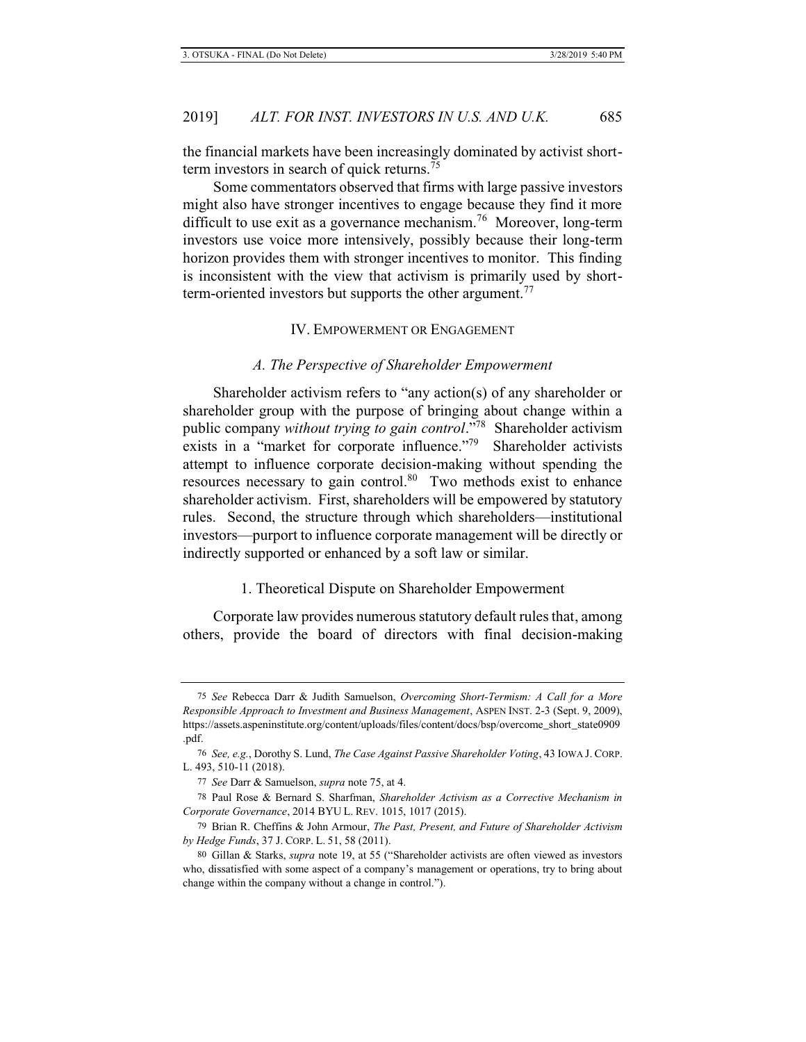the financial markets have been increasingly dominated by activist short-term investors in search of quick returns.[75]

Some commentators observed that firms with large passive investors might also have stronger incentives to engage because they find it more difficult to use exit as a governance mechanism.[76] Moreover, long-term investors use voice more intensively, possibly because their long-term horizon provides them with stronger incentives to monitor. This finding is inconsistent with the view that activism is primarily used by short-term-oriented investors but supports the other argument.[77]

## IV. Empowerment or Engagement

### *A. The Perspective of Shareholder Empowerment*

Shareholder activism refers to "any action(s) of any shareholder or shareholder group with the purpose of bringing about change within a public company *without trying to gain control*."[78] Shareholder activism exists in a "market for corporate influence."[79] Shareholder activists attempt to influence corporate decision-making without spending the resources necessary to gain control.[80] Two methods exist to enhance shareholder activism. First, shareholders will be empowered by statutory rules. Second, the structure through which shareholders—institutional investors—purport to influence corporate management will be directly or indirectly supported or enhanced by a soft law or similar.

#### 1. Theoretical Dispute on Shareholder Empowerment

Corporate law provides numerous statutory default rules that, among others, provide the board of directors with final decision-making

---

75 *See* Rebecca Darr & Judith Samuelson, *Overcoming Short-Termism: A Call for a More Responsible Approach to Investment and Business Management*, ASPEN INST. 2-3 (Sept. 9, 2009), https://assets.aspeninstitute.org/content/uploads/files/content/docs/bsp/overcome_short_state0909.pdf.

76 *See, e.g.*, Dorothy S. Lund, *The Case Against Passive Shareholder Voting*, 43 IOWA J. CORP. L. 493, 510-11 (2018).

77 *See* Darr & Samuelson, *supra* note 75, at 4.

78 Paul Rose & Bernard S. Sharfman, *Shareholder Activism as a Corrective Mechanism in Corporate Governance*, 2014 BYU L. REV. 1015, 1017 (2015).

79 Brian R. Cheffins & John Armour, *The Past, Present, and Future of Shareholder Activism by Hedge Funds*, 37 J. CORP. L. 51, 58 (2011).

80 Gillan & Starks, *supra* note 19, at 55 ("Shareholder activists are often viewed as investors who, dissatisfied with some aspect of a company's management or operations, try to bring about change within the company without a change in control.").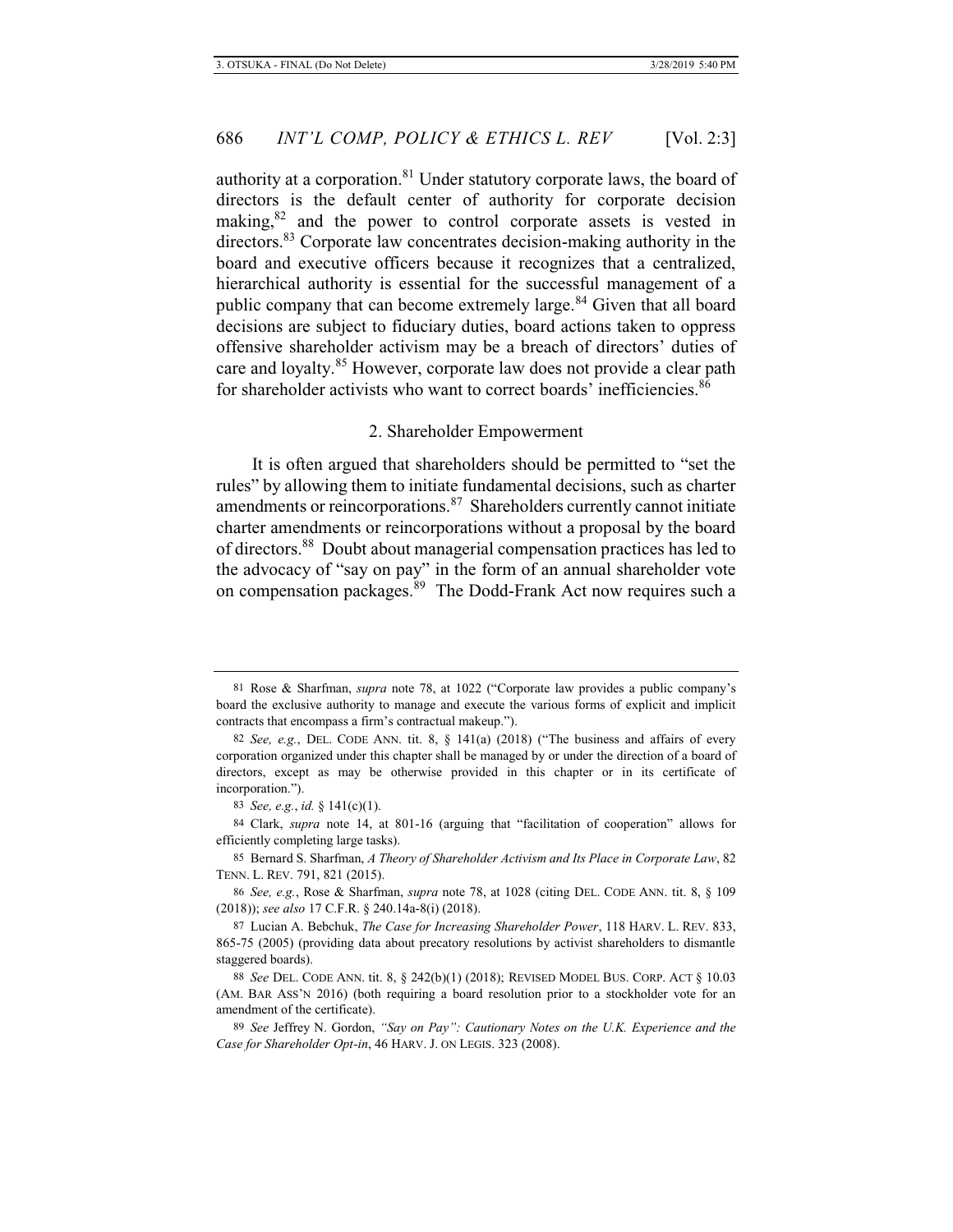authority at a corporation.[81] Under statutory corporate laws, the board of directors is the default center of authority for corporate decision making,[82] and the power to control corporate assets is vested in directors.[83] Corporate law concentrates decision-making authority in the board and executive officers because it recognizes that a centralized, hierarchical authority is essential for the successful management of a public company that can become extremely large.[84] Given that all board decisions are subject to fiduciary duties, board actions taken to oppress offensive shareholder activism may be a breach of directors' duties of care and loyalty.[85] However, corporate law does not provide a clear path for shareholder activists who want to correct boards' inefficiencies.[86]

### 2. Shareholder Empowerment

It is often argued that shareholders should be permitted to "set the rules" by allowing them to initiate fundamental decisions, such as charter amendments or reincorporations.[87] Shareholders currently cannot initiate charter amendments or reincorporations without a proposal by the board of directors.[88] Doubt about managerial compensation practices has led to the advocacy of "say on pay" in the form of an annual shareholder vote on compensation packages.[89] The Dodd-Frank Act now requires such a

---

81 Rose & Sharfman, *supra* note 78, at 1022 ("Corporate law provides a public company's board the exclusive authority to manage and execute the various forms of explicit and implicit contracts that encompass a firm's contractual makeup.").

82 *See, e.g.*, DEL. CODE ANN. tit. 8, § 141(a) (2018) ("The business and affairs of every corporation organized under this chapter shall be managed by or under the direction of a board of directors, except as may be otherwise provided in this chapter or in its certificate of incorporation.").

83 *See, e.g.*, *id.* § 141(c)(1).

84 Clark, *supra* note 14, at 801-16 (arguing that "facilitation of cooperation" allows for efficiently completing large tasks).

85 Bernard S. Sharfman, *A Theory of Shareholder Activism and Its Place in Corporate Law*, 82 TENN. L. REV. 791, 821 (2015).

86 *See, e.g.*, Rose & Sharfman, *supra* note 78, at 1028 (citing DEL. CODE ANN. tit. 8, § 109 (2018)); *see also* 17 C.F.R. § 240.14a-8(i) (2018).

87 Lucian A. Bebchuk, *The Case for Increasing Shareholder Power*, 118 HARV. L. REV. 833, 865-75 (2005) (providing data about precatory resolutions by activist shareholders to dismantle staggered boards).

88 *See* DEL. CODE ANN. tit. 8, § 242(b)(1) (2018); REVISED MODEL BUS. CORP. ACT § 10.03 (AM. BAR ASS'N 2016) (both requiring a board resolution prior to a stockholder vote for an amendment of the certificate).

89 *See* Jeffrey N. Gordon, *"Say on Pay": Cautionary Notes on the U.K. Experience and the Case for Shareholder Opt-in*, 46 HARV. J. ON LEGIS. 323 (2008).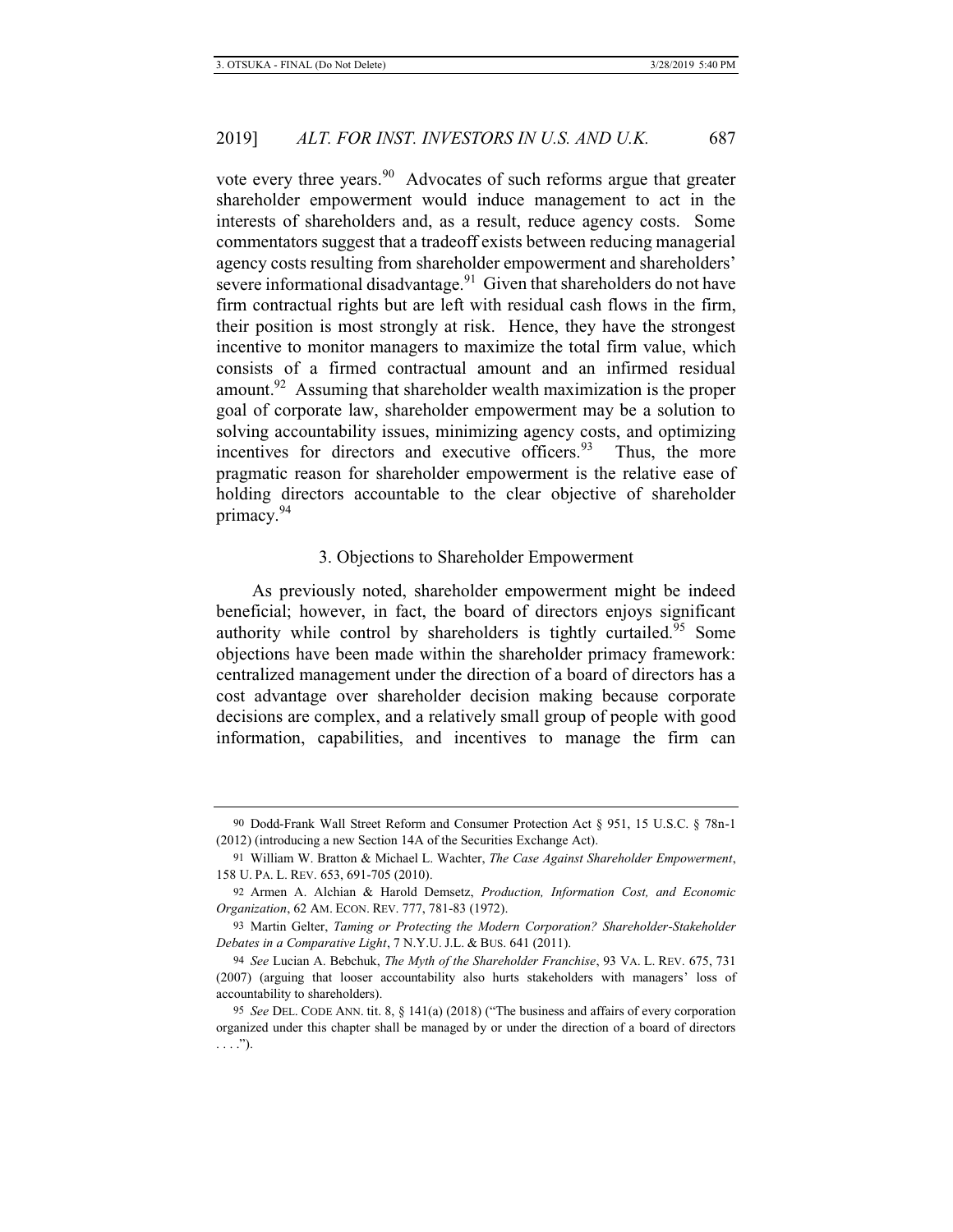vote every three years.[90] Advocates of such reforms argue that greater shareholder empowerment would induce management to act in the interests of shareholders and, as a result, reduce agency costs. Some commentators suggest that a tradeoff exists between reducing managerial agency costs resulting from shareholder empowerment and shareholders' severe informational disadvantage.[91] Given that shareholders do not have firm contractual rights but are left with residual cash flows in the firm, their position is most strongly at risk. Hence, they have the strongest incentive to monitor managers to maximize the total firm value, which consists of a firmed contractual amount and an infirmed residual amount.[92] Assuming that shareholder wealth maximization is the proper goal of corporate law, shareholder empowerment may be a solution to solving accountability issues, minimizing agency costs, and optimizing incentives for directors and executive officers.[93] Thus, the more pragmatic reason for shareholder empowerment is the relative ease of holding directors accountable to the clear objective of shareholder primacy.[94]

### 3. Objections to Shareholder Empowerment

As previously noted, shareholder empowerment might be indeed beneficial; however, in fact, the board of directors enjoys significant authority while control by shareholders is tightly curtailed.[95] Some objections have been made within the shareholder primacy framework: centralized management under the direction of a board of directors has a cost advantage over shareholder decision making because corporate decisions are complex, and a relatively small group of people with good information, capabilities, and incentives to manage the firm can

---

90 Dodd-Frank Wall Street Reform and Consumer Protection Act § 951, 15 U.S.C. § 78n-1 (2012) (introducing a new Section 14A of the Securities Exchange Act).

91 William W. Bratton & Michael L. Wachter, *The Case Against Shareholder Empowerment*, 158 U. PA. L. REV. 653, 691-705 (2010).

92 Armen A. Alchian & Harold Demsetz, *Production, Information Cost, and Economic Organization*, 62 AM. ECON. REV. 777, 781-83 (1972).

93 Martin Gelter, *Taming or Protecting the Modern Corporation? Shareholder-Stakeholder Debates in a Comparative Light*, 7 N.Y.U. J.L. & BUS. 641 (2011).

94 *See* Lucian A. Bebchuk, *The Myth of the Shareholder Franchise*, 93 VA. L. REV. 675, 731 (2007) (arguing that looser accountability also hurts stakeholders with managers' loss of accountability to shareholders).

95 *See* DEL. CODE ANN. tit. 8, § 141(a) (2018) ("The business and affairs of every corporation organized under this chapter shall be managed by or under the direction of a board of directors . . . .").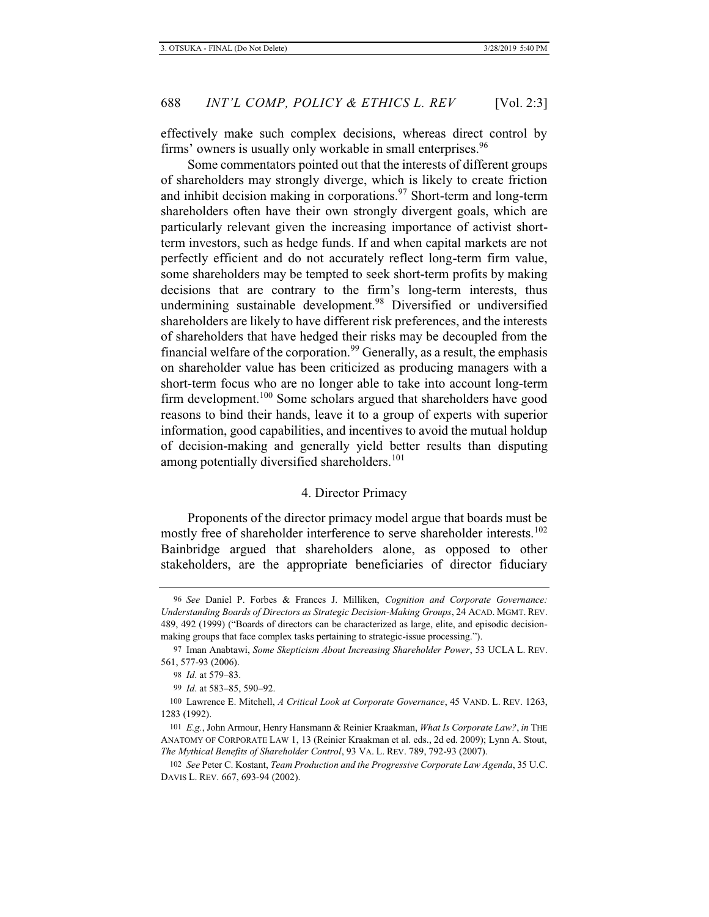effectively make such complex decisions, whereas direct control by firms' owners is usually only workable in small enterprises.[96]

Some commentators pointed out that the interests of different groups of shareholders may strongly diverge, which is likely to create friction and inhibit decision making in corporations.[97] Short-term and long-term shareholders often have their own strongly divergent goals, which are particularly relevant given the increasing importance of activist short-term investors, such as hedge funds. If and when capital markets are not perfectly efficient and do not accurately reflect long-term firm value, some shareholders may be tempted to seek short-term profits by making decisions that are contrary to the firm's long-term interests, thus undermining sustainable development.[98] Diversified or undiversified shareholders are likely to have different risk preferences, and the interests of shareholders that have hedged their risks may be decoupled from the financial welfare of the corporation.[99] Generally, as a result, the emphasis on shareholder value has been criticized as producing managers with a short-term focus who are no longer able to take into account long-term firm development.[100] Some scholars argued that shareholders have good reasons to bind their hands, leave it to a group of experts with superior information, good capabilities, and incentives to avoid the mutual holdup of decision-making and generally yield better results than disputing among potentially diversified shareholders.[101]

#### 4. Director Primacy

Proponents of the director primacy model argue that boards must be mostly free of shareholder interference to serve shareholder interests.[102] Bainbridge argued that shareholders alone, as opposed to other stakeholders, are the appropriate beneficiaries of director fiduciary

---

96 *See* Daniel P. Forbes & Frances J. Milliken, *Cognition and Corporate Governance: Understanding Boards of Directors as Strategic Decision-Making Groups*, 24 ACAD. MGMT. REV. 489, 492 (1999) ("Boards of directors can be characterized as large, elite, and episodic decision-making groups that face complex tasks pertaining to strategic-issue processing.").

97 Iman Anabtawi, *Some Skepticism About Increasing Shareholder Power*, 53 UCLA L. REV. 561, 577-93 (2006).

98 *Id*. at 579–83.

99 *Id*. at 583–85, 590–92.

100 Lawrence E. Mitchell, *A Critical Look at Corporate Governance*, 45 VAND. L. REV. 1263, 1283 (1992).

101 *E.g.*, John Armour, Henry Hansmann & Reinier Kraakman, *What Is Corporate Law?*, *in* THE ANATOMY OF CORPORATE LAW 1, 13 (Reinier Kraakman et al. eds., 2d ed. 2009); Lynn A. Stout, *The Mythical Benefits of Shareholder Control*, 93 VA. L. REV. 789, 792-93 (2007).

102 *See* Peter C. Kostant, *Team Production and the Progressive Corporate Law Agenda*, 35 U.C. DAVIS L. REV. 667, 693-94 (2002).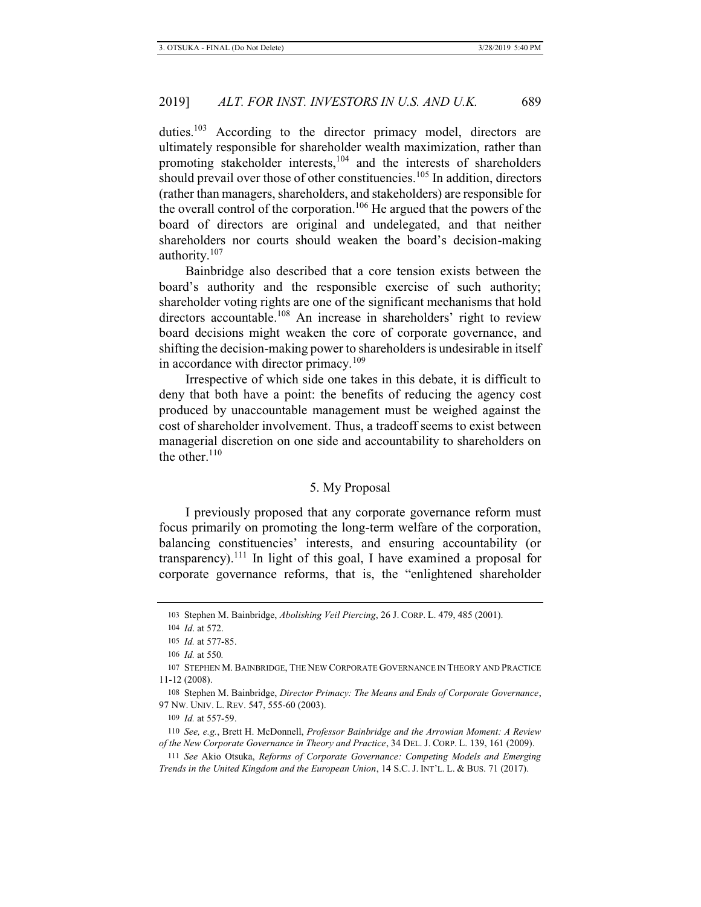duties.[103] According to the director primacy model, directors are ultimately responsible for shareholder wealth maximization, rather than promoting stakeholder interests,[104] and the interests of shareholders should prevail over those of other constituencies.[105] In addition, directors (rather than managers, shareholders, and stakeholders) are responsible for the overall control of the corporation.[106] He argued that the powers of the board of directors are original and undelegated, and that neither shareholders nor courts should weaken the board's decision-making authority.[107]

Bainbridge also described that a core tension exists between the board's authority and the responsible exercise of such authority; shareholder voting rights are one of the significant mechanisms that hold directors accountable.[108] An increase in shareholders' right to review board decisions might weaken the core of corporate governance, and shifting the decision-making power to shareholders is undesirable in itself in accordance with director primacy.[109]

Irrespective of which side one takes in this debate, it is difficult to deny that both have a point: the benefits of reducing the agency cost produced by unaccountable management must be weighed against the cost of shareholder involvement. Thus, a tradeoff seems to exist between managerial discretion on one side and accountability to shareholders on the other.[110]

### 5. My Proposal

I previously proposed that any corporate governance reform must focus primarily on promoting the long-term welfare of the corporation, balancing constituencies' interests, and ensuring accountability (or transparency).[111] In light of this goal, I have examined a proposal for corporate governance reforms, that is, the "enlightened shareholder

---

103 Stephen M. Bainbridge, *Abolishing Veil Piercing*, 26 J. CORP. L. 479, 485 (2001).

104 *Id*. at 572.

105 *Id.* at 577-85.

106 *Id.* at 550.

107 STEPHEN M. BAINBRIDGE, THE NEW CORPORATE GOVERNANCE IN THEORY AND PRACTICE 11-12 (2008).

108 Stephen M. Bainbridge, *Director Primacy: The Means and Ends of Corporate Governance*, 97 NW. UNIV. L. REV. 547, 555-60 (2003).

109 *Id.* at 557-59.

110 *See, e.g.*, Brett H. McDonnell, *Professor Bainbridge and the Arrowian Moment: A Review of the New Corporate Governance in Theory and Practice*, 34 DEL. J. CORP. L. 139, 161 (2009).

111 *See* Akio Otsuka, *Reforms of Corporate Governance: Competing Models and Emerging Trends in the United Kingdom and the European Union*, 14 S.C. J. INT'L. L. & BUS. 71 (2017).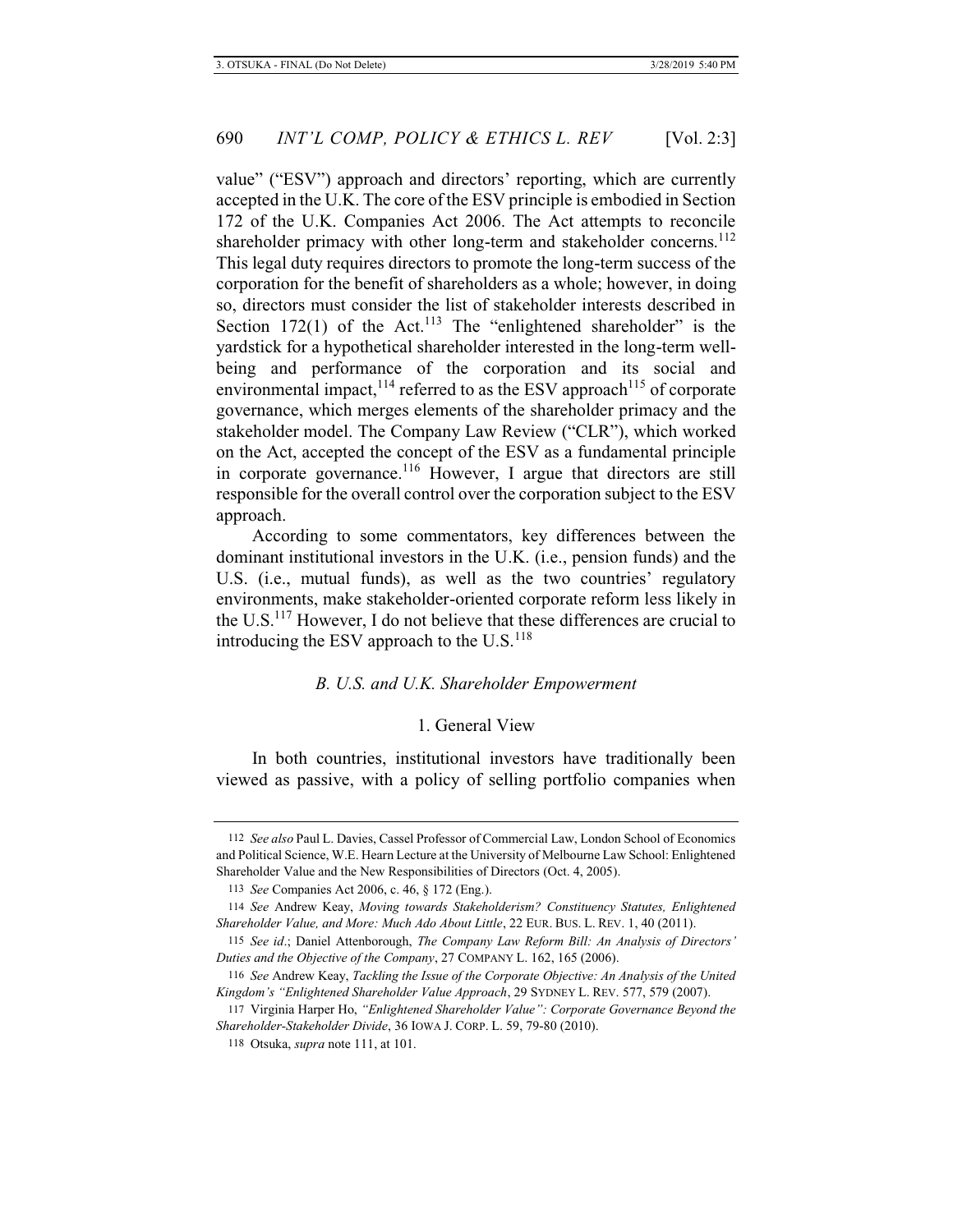value" ("ESV") approach and directors' reporting, which are currently accepted in the U.K. The core of the ESV principle is embodied in Section 172 of the U.K. Companies Act 2006. The Act attempts to reconcile shareholder primacy with other long-term and stakeholder concerns.[112] This legal duty requires directors to promote the long-term success of the corporation for the benefit of shareholders as a whole; however, in doing so, directors must consider the list of stakeholder interests described in Section 172(1) of the Act.[113] The "enlightened shareholder" is the yardstick for a hypothetical shareholder interested in the long-term well-being and performance of the corporation and its social and environmental impact,[114] referred to as the ESV approach[115] of corporate governance, which merges elements of the shareholder primacy and the stakeholder model. The Company Law Review ("CLR"), which worked on the Act, accepted the concept of the ESV as a fundamental principle in corporate governance.[116] However, I argue that directors are still responsible for the overall control over the corporation subject to the ESV approach.

According to some commentators, key differences between the dominant institutional investors in the U.K. (i.e., pension funds) and the U.S. (i.e., mutual funds), as well as the two countries' regulatory environments, make stakeholder-oriented corporate reform less likely in the U.S.[117] However, I do not believe that these differences are crucial to introducing the ESV approach to the U.S.[118]

### *B. U.S. and U.K. Shareholder Empowerment*

#### 1. General View

In both countries, institutional investors have traditionally been viewed as passive, with a policy of selling portfolio companies when

---

112 *See also* Paul L. Davies, Cassel Professor of Commercial Law, London School of Economics and Political Science, W.E. Hearn Lecture at the University of Melbourne Law School: Enlightened Shareholder Value and the New Responsibilities of Directors (Oct. 4, 2005).

113 *See* Companies Act 2006, c. 46, § 172 (Eng.).

114 *See* Andrew Keay, *Moving towards Stakeholderism? Constituency Statutes, Enlightened Shareholder Value, and More: Much Ado About Little*, 22 EUR. BUS. L. REV. 1, 40 (2011).

115 *See id*.; Daniel Attenborough, *The Company Law Reform Bill: An Analysis of Directors' Duties and the Objective of the Company*, 27 COMPANY L. 162, 165 (2006).

116 *See* Andrew Keay, *Tackling the Issue of the Corporate Objective: An Analysis of the United Kingdom's "Enlightened Shareholder Value Approach*, 29 SYDNEY L. REV. 577, 579 (2007).

117 Virginia Harper Ho, *"Enlightened Shareholder Value": Corporate Governance Beyond the Shareholder-Stakeholder Divide*, 36 IOWA J. CORP. L. 59, 79-80 (2010).

118 Otsuka, *supra* note 111, at 101.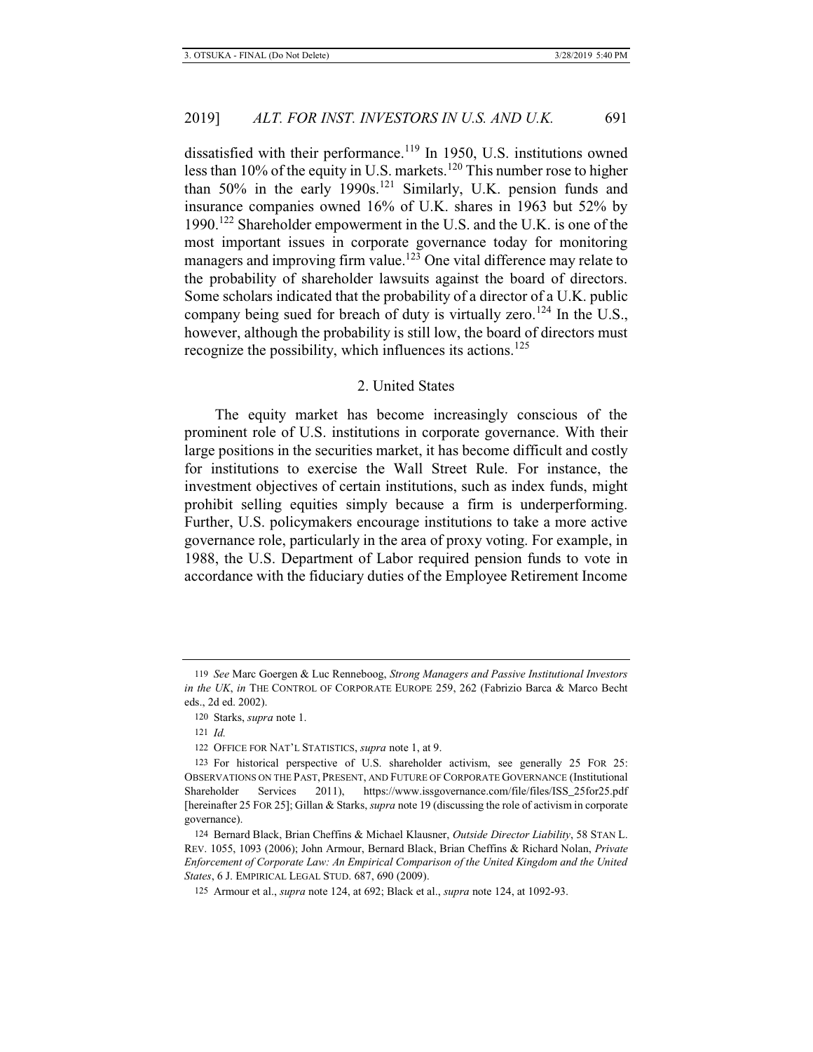dissatisfied with their performance.[119] In 1950, U.S. institutions owned less than 10% of the equity in U.S. markets.[120] This number rose to higher than 50% in the early 1990s.[121] Similarly, U.K. pension funds and insurance companies owned 16% of U.K. shares in 1963 but 52% by 1990.[122] Shareholder empowerment in the U.S. and the U.K. is one of the most important issues in corporate governance today for monitoring managers and improving firm value.[123] One vital difference may relate to the probability of shareholder lawsuits against the board of directors. Some scholars indicated that the probability of a director of a U.K. public company being sued for breach of duty is virtually zero.[124] In the U.S., however, although the probability is still low, the board of directors must recognize the possibility, which influences its actions.[125]

### 2. United States

The equity market has become increasingly conscious of the prominent role of U.S. institutions in corporate governance. With their large positions in the securities market, it has become difficult and costly for institutions to exercise the Wall Street Rule. For instance, the investment objectives of certain institutions, such as index funds, might prohibit selling equities simply because a firm is underperforming. Further, U.S. policymakers encourage institutions to take a more active governance role, particularly in the area of proxy voting. For example, in 1988, the U.S. Department of Labor required pension funds to vote in accordance with the fiduciary duties of the Employee Retirement Income

---

119 *See* Marc Goergen & Luc Renneboog, *Strong Managers and Passive Institutional Investors in the UK*, *in* THE CONTROL OF CORPORATE EUROPE 259, 262 (Fabrizio Barca & Marco Becht eds., 2d ed. 2002).

120 Starks, *supra* note 1.

121 *Id.*

122 OFFICE FOR NAT'L STATISTICS, *supra* note 1, at 9.

123 For historical perspective of U.S. shareholder activism, see generally 25 FOR 25: OBSERVATIONS ON THE PAST, PRESENT, AND FUTURE OF CORPORATE GOVERNANCE (Institutional Shareholder Services 2011), https://www.issgovernance.com/file/files/ISS_25for25.pdf [hereinafter 25 FOR 25]; Gillan & Starks, *supra* note 19 (discussing the role of activism in corporate governance).

124 Bernard Black, Brian Cheffins & Michael Klausner, *Outside Director Liability*, 58 STAN L. REV. 1055, 1093 (2006); John Armour, Bernard Black, Brian Cheffins & Richard Nolan, *Private Enforcement of Corporate Law: An Empirical Comparison of the United Kingdom and the United States*, 6 J. EMPIRICAL LEGAL STUD. 687, 690 (2009).

125 Armour et al., *supra* note 124, at 692; Black et al., *supra* note 124, at 1092-93.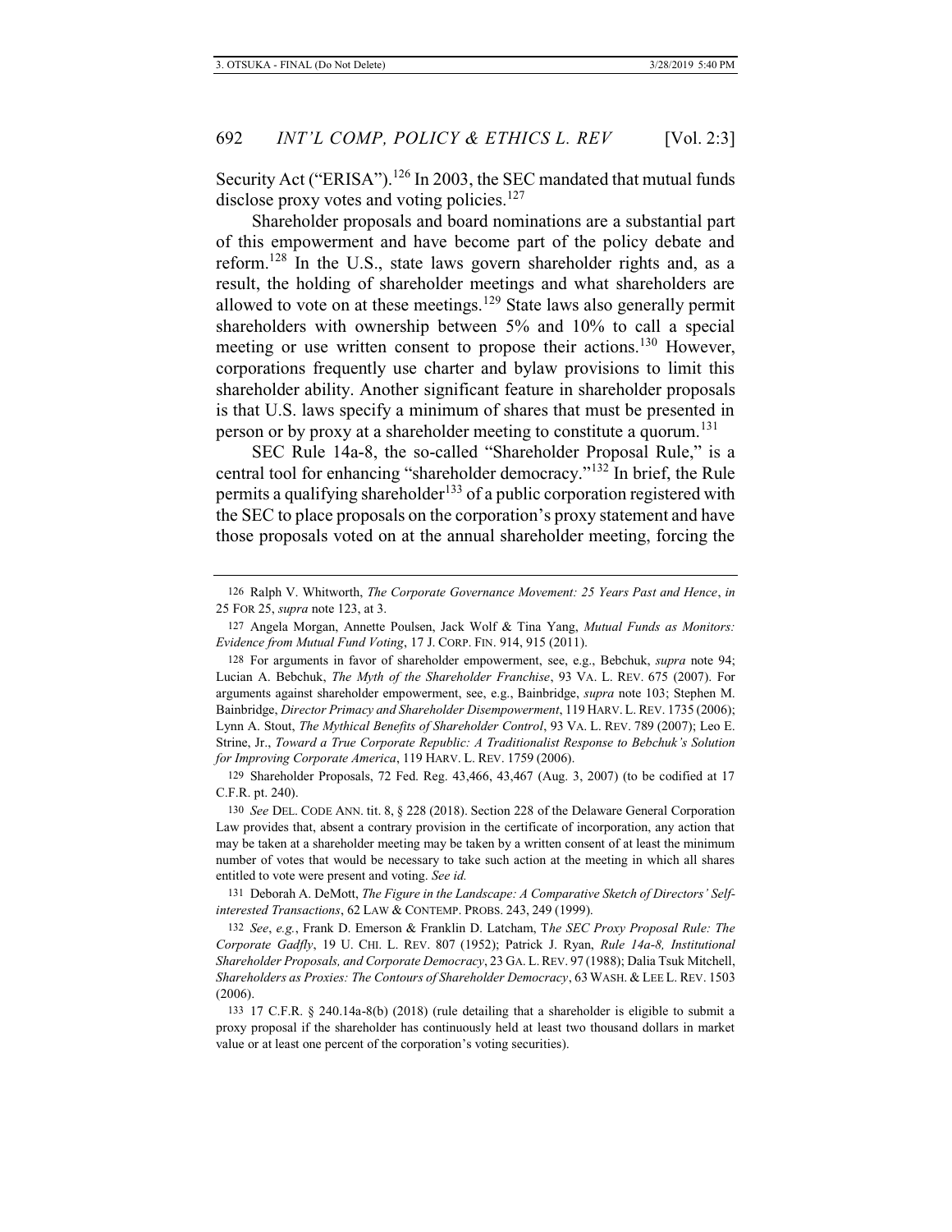Security Act ("ERISA").[126] In 2003, the SEC mandated that mutual funds disclose proxy votes and voting policies.[127]

Shareholder proposals and board nominations are a substantial part of this empowerment and have become part of the policy debate and reform.[128] In the U.S., state laws govern shareholder rights and, as a result, the holding of shareholder meetings and what shareholders are allowed to vote on at these meetings.[129] State laws also generally permit shareholders with ownership between 5% and 10% to call a special meeting or use written consent to propose their actions.[130] However, corporations frequently use charter and bylaw provisions to limit this shareholder ability. Another significant feature in shareholder proposals is that U.S. laws specify a minimum of shares that must be presented in person or by proxy at a shareholder meeting to constitute a quorum.[131]

SEC Rule 14a-8, the so-called "Shareholder Proposal Rule," is a central tool for enhancing "shareholder democracy."[132] In brief, the Rule permits a qualifying shareholder[133] of a public corporation registered with the SEC to place proposals on the corporation's proxy statement and have those proposals voted on at the annual shareholder meeting, forcing the

---

126 Ralph V. Whitworth, *The Corporate Governance Movement: 25 Years Past and Hence*, *in* 25 FOR 25, *supra* note 123, at 3.

127 Angela Morgan, Annette Poulsen, Jack Wolf & Tina Yang, *Mutual Funds as Monitors: Evidence from Mutual Fund Voting*, 17 J. CORP. FIN. 914, 915 (2011).

128 For arguments in favor of shareholder empowerment, see, e.g., Bebchuk, *supra* note 94; Lucian A. Bebchuk, *The Myth of the Shareholder Franchise*, 93 VA. L. REV. 675 (2007). For arguments against shareholder empowerment, see, e.g., Bainbridge, *supra* note 103; Stephen M. Bainbridge, *Director Primacy and Shareholder Disempowerment*, 119 HARV. L. REV. 1735 (2006); Lynn A. Stout, *The Mythical Benefits of Shareholder Control*, 93 VA. L. REV. 789 (2007); Leo E. Strine, Jr., *Toward a True Corporate Republic: A Traditionalist Response to Bebchuk's Solution for Improving Corporate America*, 119 HARV. L. REV. 1759 (2006).

129 Shareholder Proposals, 72 Fed. Reg. 43,466, 43,467 (Aug. 3, 2007) (to be codified at 17 C.F.R. pt. 240).

130 *See* DEL. CODE ANN. tit. 8, § 228 (2018). Section 228 of the Delaware General Corporation Law provides that, absent a contrary provision in the certificate of incorporation, any action that may be taken at a shareholder meeting may be taken by a written consent of at least the minimum number of votes that would be necessary to take such action at the meeting in which all shares entitled to vote were present and voting. *See id.*

131 Deborah A. DeMott, *The Figure in the Landscape: A Comparative Sketch of Directors' Self-interested Transactions*, 62 LAW & CONTEMP. PROBS. 243, 249 (1999).

132 *See*, *e.g.*, Frank D. Emerson & Franklin D. Latcham, T*he SEC Proxy Proposal Rule: The Corporate Gadfly*, 19 U. CHI. L. REV. 807 (1952); Patrick J. Ryan, *Rule 14a-8, Institutional Shareholder Proposals, and Corporate Democracy*, 23 GA. L. REV. 97 (1988); Dalia Tsuk Mitchell, *Shareholders as Proxies: The Contours of Shareholder Democracy*, 63 WASH. & LEE L. REV. 1503 (2006).

133 17 C.F.R. § 240.14a-8(b) (2018) (rule detailing that a shareholder is eligible to submit a proxy proposal if the shareholder has continuously held at least two thousand dollars in market value or at least one percent of the corporation's voting securities).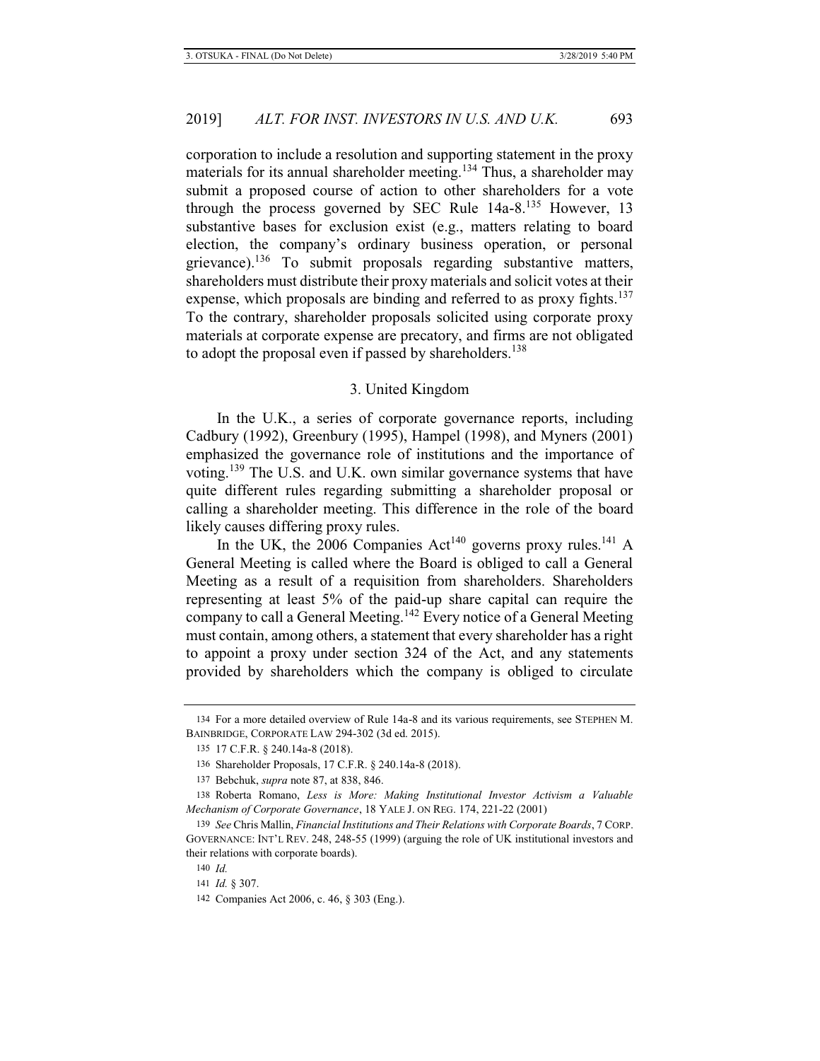corporation to include a resolution and supporting statement in the proxy materials for its annual shareholder meeting.[134] Thus, a shareholder may submit a proposed course of action to other shareholders for a vote through the process governed by SEC Rule 14a-8.[135] However, 13 substantive bases for exclusion exist (e.g., matters relating to board election, the company's ordinary business operation, or personal grievance).[136] To submit proposals regarding substantive matters, shareholders must distribute their proxy materials and solicit votes at their expense, which proposals are binding and referred to as proxy fights.[137] To the contrary, shareholder proposals solicited using corporate proxy materials at corporate expense are precatory, and firms are not obligated to adopt the proposal even if passed by shareholders.[138]

### 3. United Kingdom

In the U.K., a series of corporate governance reports, including Cadbury (1992), Greenbury (1995), Hampel (1998), and Myners (2001) emphasized the governance role of institutions and the importance of voting.[139] The U.S. and U.K. own similar governance systems that have quite different rules regarding submitting a shareholder proposal or calling a shareholder meeting. This difference in the role of the board likely causes differing proxy rules.

In the UK, the 2006 Companies Act[140] governs proxy rules.[141] A General Meeting is called where the Board is obliged to call a General Meeting as a result of a requisition from shareholders. Shareholders representing at least 5% of the paid-up share capital can require the company to call a General Meeting.[142] Every notice of a General Meeting must contain, among others, a statement that every shareholder has a right to appoint a proxy under section 324 of the Act, and any statements provided by shareholders which the company is obliged to circulate

---

134 For a more detailed overview of Rule 14a-8 and its various requirements, see STEPHEN M. BAINBRIDGE, CORPORATE LAW 294-302 (3d ed. 2015).

135 17 C.F.R. § 240.14a-8 (2018).

136 Shareholder Proposals, 17 C.F.R. § 240.14a-8 (2018).

137 Bebchuk, *supra* note 87, at 838, 846.

138 Roberta Romano, *Less is More: Making Institutional Investor Activism a Valuable Mechanism of Corporate Governance*, 18 YALE J. ON REG. 174, 221-22 (2001)

139 *See* Chris Mallin, *Financial Institutions and Their Relations with Corporate Boards*, 7 CORP. GOVERNANCE: INT'L REV. 248, 248-55 (1999) (arguing the role of UK institutional investors and their relations with corporate boards).

140 *Id.*

141 *Id.* § 307.

142 Companies Act 2006, c. 46, § 303 (Eng.).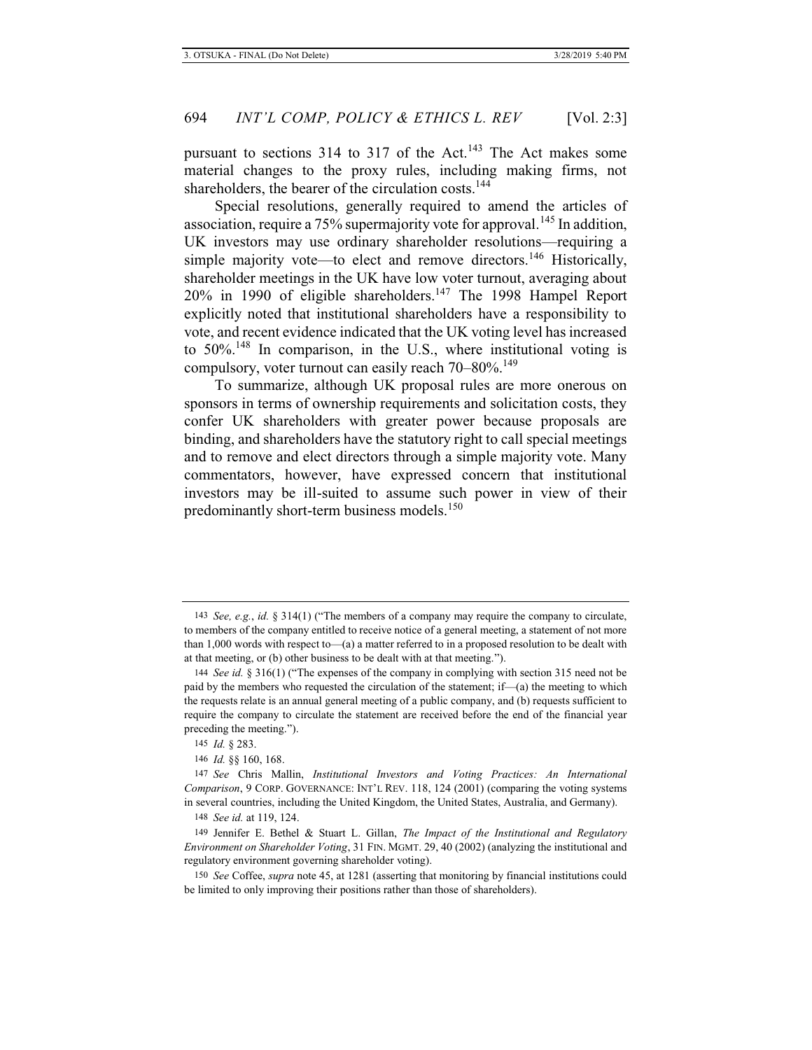pursuant to sections 314 to 317 of the Act.[143] The Act makes some material changes to the proxy rules, including making firms, not shareholders, the bearer of the circulation costs.[144]

Special resolutions, generally required to amend the articles of association, require a 75% supermajority vote for approval.[145] In addition, UK investors may use ordinary shareholder resolutions—requiring a simple majority vote—to elect and remove directors.[146] Historically, shareholder meetings in the UK have low voter turnout, averaging about 20% in 1990 of eligible shareholders.[147] The 1998 Hampel Report explicitly noted that institutional shareholders have a responsibility to vote, and recent evidence indicated that the UK voting level has increased to 50%.[148] In comparison, in the U.S., where institutional voting is compulsory, voter turnout can easily reach 70–80%.[149]

To summarize, although UK proposal rules are more onerous on sponsors in terms of ownership requirements and solicitation costs, they confer UK shareholders with greater power because proposals are binding, and shareholders have the statutory right to call special meetings and to remove and elect directors through a simple majority vote. Many commentators, however, have expressed concern that institutional investors may be ill-suited to assume such power in view of their predominantly short-term business models.[150]

---

143 *See, e.g.*, *id.* § 314(1) ("The members of a company may require the company to circulate, to members of the company entitled to receive notice of a general meeting, a statement of not more than 1,000 words with respect to—(a) a matter referred to in a proposed resolution to be dealt with at that meeting, or (b) other business to be dealt with at that meeting.").

144 *See id.* § 316(1) ("The expenses of the company in complying with section 315 need not be paid by the members who requested the circulation of the statement; if—(a) the meeting to which the requests relate is an annual general meeting of a public company, and (b) requests sufficient to require the company to circulate the statement are received before the end of the financial year preceding the meeting.").

145 *Id.* § 283.

146 *Id.* §§ 160, 168.

147 *See* Chris Mallin, *Institutional Investors and Voting Practices: An International Comparison*, 9 CORP. GOVERNANCE: INT'L REV. 118, 124 (2001) (comparing the voting systems in several countries, including the United Kingdom, the United States, Australia, and Germany).

148 *See id.* at 119, 124.

149 Jennifer E. Bethel & Stuart L. Gillan, *The Impact of the Institutional and Regulatory Environment on Shareholder Voting*, 31 FIN. MGMT. 29, 40 (2002) (analyzing the institutional and regulatory environment governing shareholder voting).

150 *See* Coffee, *supra* note 45, at 1281 (asserting that monitoring by financial institutions could be limited to only improving their positions rather than those of shareholders).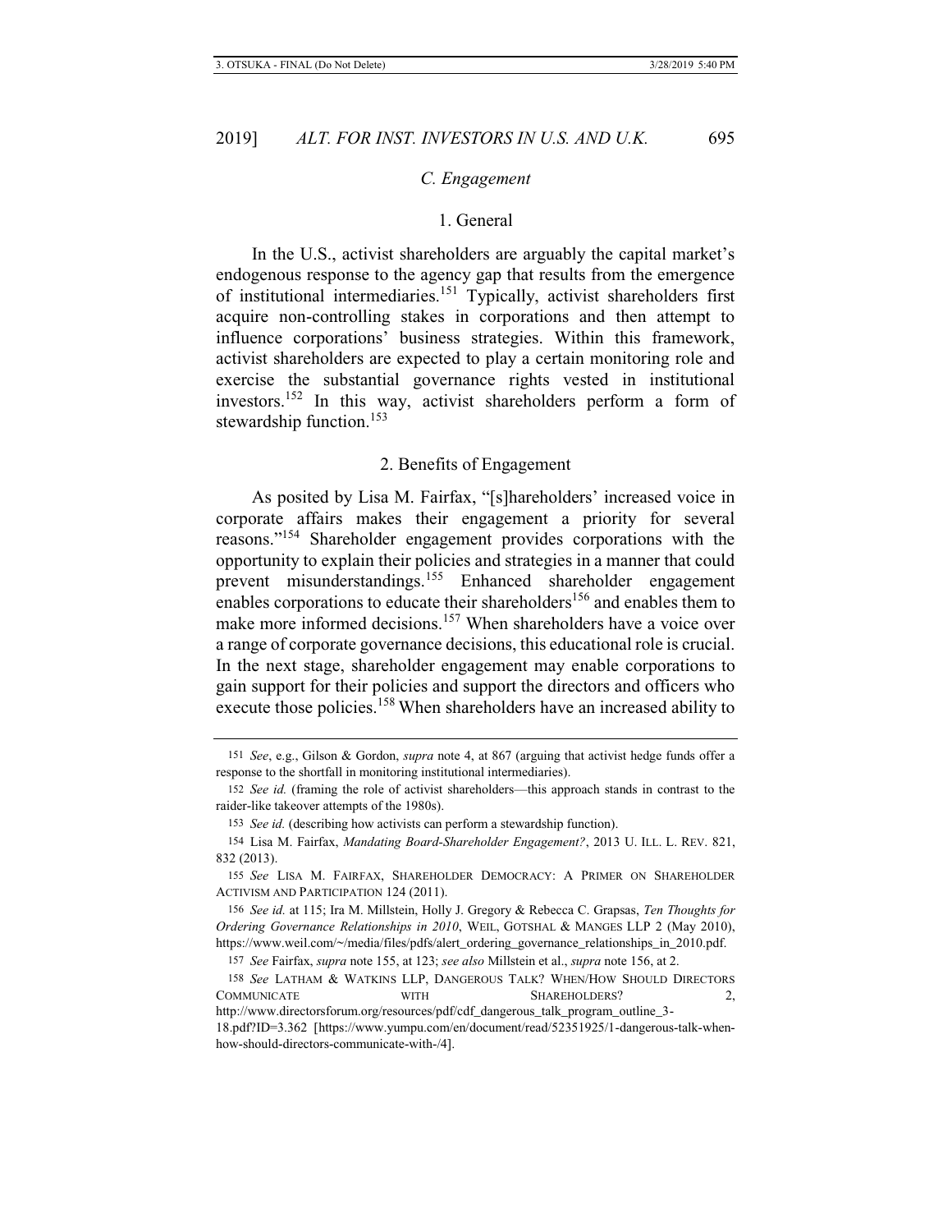### C. Engagement

#### 1. General

In the U.S., activist shareholders are arguably the capital market's endogenous response to the agency gap that results from the emergence of institutional intermediaries.[151] Typically, activist shareholders first acquire non-controlling stakes in corporations and then attempt to influence corporations' business strategies. Within this framework, activist shareholders are expected to play a certain monitoring role and exercise the substantial governance rights vested in institutional investors.[152] In this way, activist shareholders perform a form of stewardship function.[153]

#### 2. Benefits of Engagement

As posited by Lisa M. Fairfax, "[s]hareholders' increased voice in corporate affairs makes their engagement a priority for several reasons."[154] Shareholder engagement provides corporations with the opportunity to explain their policies and strategies in a manner that could prevent misunderstandings.[155] Enhanced shareholder engagement enables corporations to educate their shareholders[156] and enables them to make more informed decisions.[157] When shareholders have a voice over a range of corporate governance decisions, this educational role is crucial. In the next stage, shareholder engagement may enable corporations to gain support for their policies and support the directors and officers who execute those policies.[158] When shareholders have an increased ability to

---

151 *See*, e.g., Gilson & Gordon, *supra* note 4, at 867 (arguing that activist hedge funds offer a response to the shortfall in monitoring institutional intermediaries).

152 *See id.* (framing the role of activist shareholders—this approach stands in contrast to the raider-like takeover attempts of the 1980s).

153 *See id.* (describing how activists can perform a stewardship function).

154 Lisa M. Fairfax, *Mandating Board-Shareholder Engagement?*, 2013 U. ILL. L. REV. 821, 832 (2013).

155 *See* LISA M. FAIRFAX, SHAREHOLDER DEMOCRACY: A PRIMER ON SHAREHOLDER ACTIVISM AND PARTICIPATION 124 (2011).

156 *See id.* at 115; Ira M. Millstein, Holly J. Gregory & Rebecca C. Grapsas, *Ten Thoughts for Ordering Governance Relationships in 2010*, WEIL, GOTSHAL & MANGES LLP 2 (May 2010), https://www.weil.com/~/media/files/pdfs/alert_ordering_governance_relationships_in_2010.pdf.

157 *See* Fairfax, *supra* note 155, at 123; *see also* Millstein et al., *supra* note 156, at 2.

158 *See* LATHAM & WATKINS LLP, DANGEROUS TALK? WHEN/HOW SHOULD DIRECTORS COMMUNICATE WITH SHAREHOLDERS? 2, http://www.directorsforum.org/resources/pdf/cdf_dangerous_talk_program_outline_3-18.pdf?ID=3.362 [https://www.yumpu.com/en/document/read/52351925/1-dangerous-talk-when-how-should-directors-communicate-with-/4].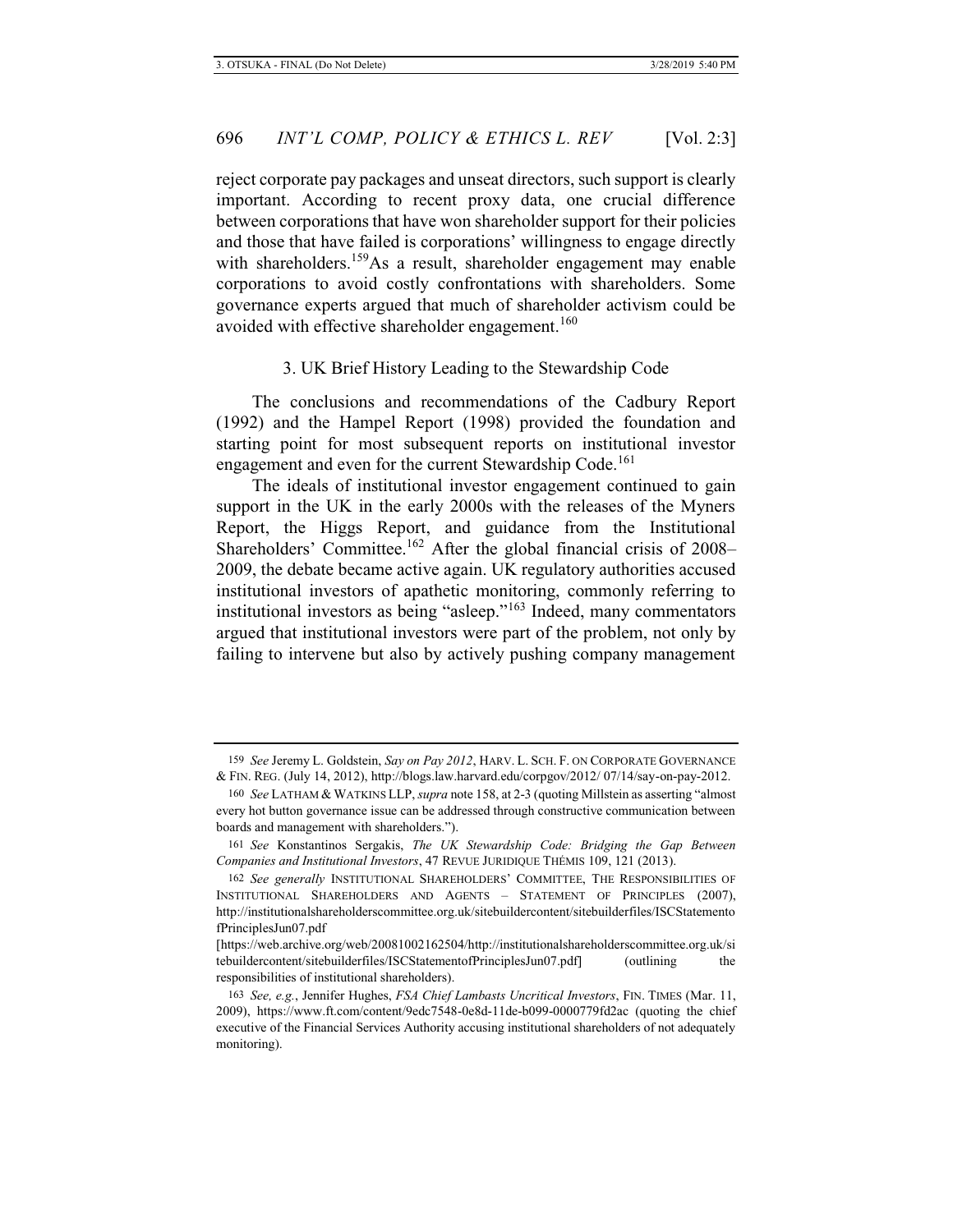reject corporate pay packages and unseat directors, such support is clearly important. According to recent proxy data, one crucial difference between corporations that have won shareholder support for their policies and those that have failed is corporations' willingness to engage directly with shareholders.[159]As a result, shareholder engagement may enable corporations to avoid costly confrontations with shareholders. Some governance experts argued that much of shareholder activism could be avoided with effective shareholder engagement.[160]

### 3. UK Brief History Leading to the Stewardship Code

The conclusions and recommendations of the Cadbury Report (1992) and the Hampel Report (1998) provided the foundation and starting point for most subsequent reports on institutional investor engagement and even for the current Stewardship Code.[161]

The ideals of institutional investor engagement continued to gain support in the UK in the early 2000s with the releases of the Myners Report, the Higgs Report, and guidance from the Institutional Shareholders' Committee.[162] After the global financial crisis of 2008–2009, the debate became active again. UK regulatory authorities accused institutional investors of apathetic monitoring, commonly referring to institutional investors as being "asleep."[163] Indeed, many commentators argued that institutional investors were part of the problem, not only by failing to intervene but also by actively pushing company management

---

159 *See* Jeremy L. Goldstein, *Say on Pay 2012*, HARV. L. SCH. F. ON CORPORATE GOVERNANCE & FIN. REG. (July 14, 2012), http://blogs.law.harvard.edu/corpgov/2012/ 07/14/say-on-pay-2012.

160 *See* LATHAM & WATKINS LLP, *supra* note 158, at 2-3 (quoting Millstein as asserting "almost every hot button governance issue can be addressed through constructive communication between boards and management with shareholders.").

161 *See* Konstantinos Sergakis, *The UK Stewardship Code: Bridging the Gap Between Companies and Institutional Investors*, 47 REVUE JURIDIQUE THÉMIS 109, 121 (2013).

162 *See generally* INSTITUTIONAL SHAREHOLDERS' COMMITTEE, THE RESPONSIBILITIES OF INSTITUTIONAL SHAREHOLDERS AND AGENTS – STATEMENT OF PRINCIPLES (2007), http://institutionalshareholderscommittee.org.uk/sitebuildercontent/sitebuilderfiles/ISCStatementofPrinciplesJun07.pdf [https://web.archive.org/web/20081002162504/http://institutionalshareholderscommittee.org.uk/sitebuildercontent/sitebuilderfiles/ISCStatementofPrinciplesJun07.pdf] (outlining the responsibilities of institutional shareholders).

163 *See, e.g.*, Jennifer Hughes, *FSA Chief Lambasts Uncritical Investors*, FIN. TIMES (Mar. 11, 2009), https://www.ft.com/content/9edc7548-0e8d-11de-b099-0000779fd2ac (quoting the chief executive of the Financial Services Authority accusing institutional shareholders of not adequately monitoring).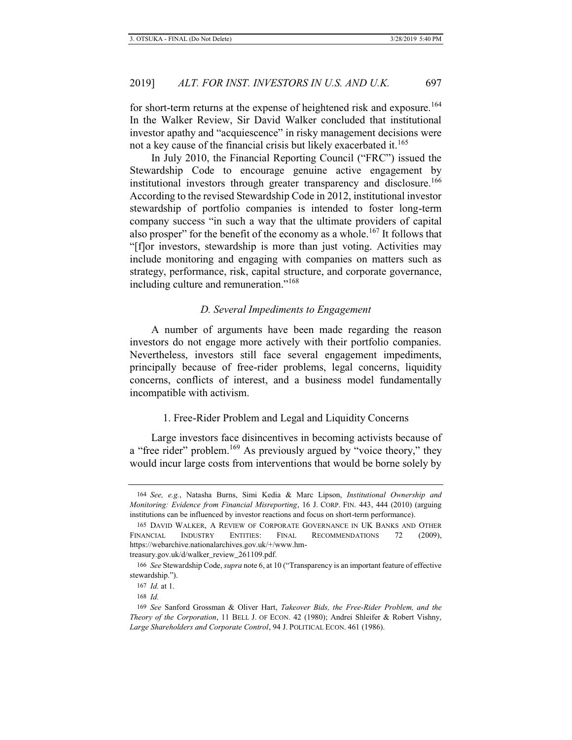for short-term returns at the expense of heightened risk and exposure.[164] In the Walker Review, Sir David Walker concluded that institutional investor apathy and "acquiescence" in risky management decisions were not a key cause of the financial crisis but likely exacerbated it.[165]

In July 2010, the Financial Reporting Council ("FRC") issued the Stewardship Code to encourage genuine active engagement by institutional investors through greater transparency and disclosure.[166] According to the revised Stewardship Code in 2012, institutional investor stewardship of portfolio companies is intended to foster long-term company success "in such a way that the ultimate providers of capital also prosper" for the benefit of the economy as a whole.[167] It follows that "[f]or investors, stewardship is more than just voting. Activities may include monitoring and engaging with companies on matters such as strategy, performance, risk, capital structure, and corporate governance, including culture and remuneration."[168]

### *D. Several Impediments to Engagement*

A number of arguments have been made regarding the reason investors do not engage more actively with their portfolio companies. Nevertheless, investors still face several engagement impediments, principally because of free-rider problems, legal concerns, liquidity concerns, conflicts of interest, and a business model fundamentally incompatible with activism.

#### 1. Free-Rider Problem and Legal and Liquidity Concerns

Large investors face disincentives in becoming activists because of a "free rider" problem.[169] As previously argued by "voice theory," they would incur large costs from interventions that would be borne solely by

---

164 *See, e.g.*, Natasha Burns, Simi Kedia & Marc Lipson, *Institutional Ownership and Monitoring: Evidence from Financial Misreporting*, 16 J. CORP. FIN. 443, 444 (2010) (arguing institutions can be influenced by investor reactions and focus on short-term performance).

165 DAVID WALKER, A REVIEW OF CORPORATE GOVERNANCE IN UK BANKS AND OTHER FINANCIAL INDUSTRY ENTITIES: FINAL RECOMMENDATIONS 72 (2009), https://webarchive.nationalarchives.gov.uk/+/www.hm-treasury.gov.uk/d/walker_review_261109.pdf.

166 *See* Stewardship Code, *supra* note 6, at 10 ("Transparency is an important feature of effective stewardship.").

167 *Id.* at 1.

168 *Id.*

169 *See* Sanford Grossman & Oliver Hart, *Takeover Bids, the Free-Rider Problem, and the Theory of the Corporation*, 11 BELL J. OF ECON. 42 (1980); Andrei Shleifer & Robert Vishny, *Large Shareholders and Corporate Control*, 94 J. POLITICAL ECON. 461 (1986).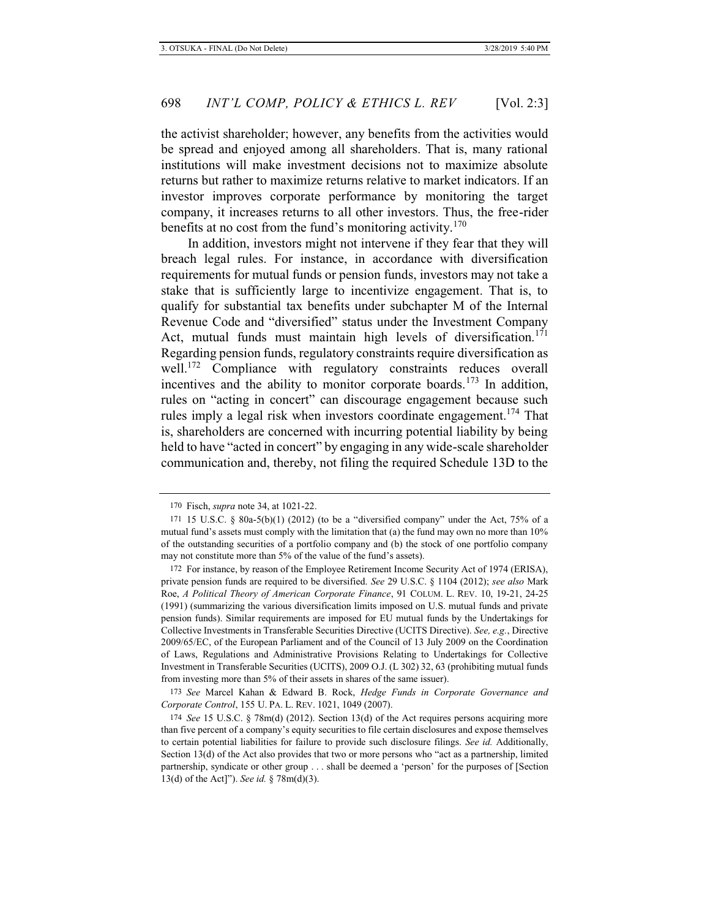the activist shareholder; however, any benefits from the activities would be spread and enjoyed among all shareholders. That is, many rational institutions will make investment decisions not to maximize absolute returns but rather to maximize returns relative to market indicators. If an investor improves corporate performance by monitoring the target company, it increases returns to all other investors. Thus, the free-rider benefits at no cost from the fund's monitoring activity.[170]

In addition, investors might not intervene if they fear that they will breach legal rules. For instance, in accordance with diversification requirements for mutual funds or pension funds, investors may not take a stake that is sufficiently large to incentivize engagement. That is, to qualify for substantial tax benefits under subchapter M of the Internal Revenue Code and "diversified" status under the Investment Company Act, mutual funds must maintain high levels of diversification.[171] Regarding pension funds, regulatory constraints require diversification as well.[172] Compliance with regulatory constraints reduces overall incentives and the ability to monitor corporate boards.[173] In addition, rules on "acting in concert" can discourage engagement because such rules imply a legal risk when investors coordinate engagement.[174] That is, shareholders are concerned with incurring potential liability by being held to have "acted in concert" by engaging in any wide-scale shareholder communication and, thereby, not filing the required Schedule 13D to the

---

170 Fisch, *supra* note 34, at 1021-22.

171 15 U.S.C. § 80a-5(b)(1) (2012) (to be a "diversified company" under the Act, 75% of a mutual fund's assets must comply with the limitation that (a) the fund may own no more than 10% of the outstanding securities of a portfolio company and (b) the stock of one portfolio company may not constitute more than 5% of the value of the fund's assets).

172 For instance, by reason of the Employee Retirement Income Security Act of 1974 (ERISA), private pension funds are required to be diversified. *See* 29 U.S.C. § 1104 (2012); *see also* Mark Roe, *A Political Theory of American Corporate Finance*, 91 COLUM. L. REV. 10, 19-21, 24-25 (1991) (summarizing the various diversification limits imposed on U.S. mutual funds and private pension funds). Similar requirements are imposed for EU mutual funds by the Undertakings for Collective Investments in Transferable Securities Directive (UCITS Directive). *See, e.g.*, Directive 2009/65/EC, of the European Parliament and of the Council of 13 July 2009 on the Coordination of Laws, Regulations and Administrative Provisions Relating to Undertakings for Collective Investment in Transferable Securities (UCITS), 2009 O.J. (L 302) 32, 63 (prohibiting mutual funds from investing more than 5% of their assets in shares of the same issuer).

173 *See* Marcel Kahan & Edward B. Rock, *Hedge Funds in Corporate Governance and Corporate Control*, 155 U. PA. L. REV. 1021, 1049 (2007).

174 *See* 15 U.S.C. § 78m(d) (2012). Section 13(d) of the Act requires persons acquiring more than five percent of a company's equity securities to file certain disclosures and expose themselves to certain potential liabilities for failure to provide such disclosure filings. *See id.* Additionally, Section 13(d) of the Act also provides that two or more persons who "act as a partnership, limited partnership, syndicate or other group . . . shall be deemed a 'person' for the purposes of [Section 13(d) of the Act]"). *See id.* § 78m(d)(3).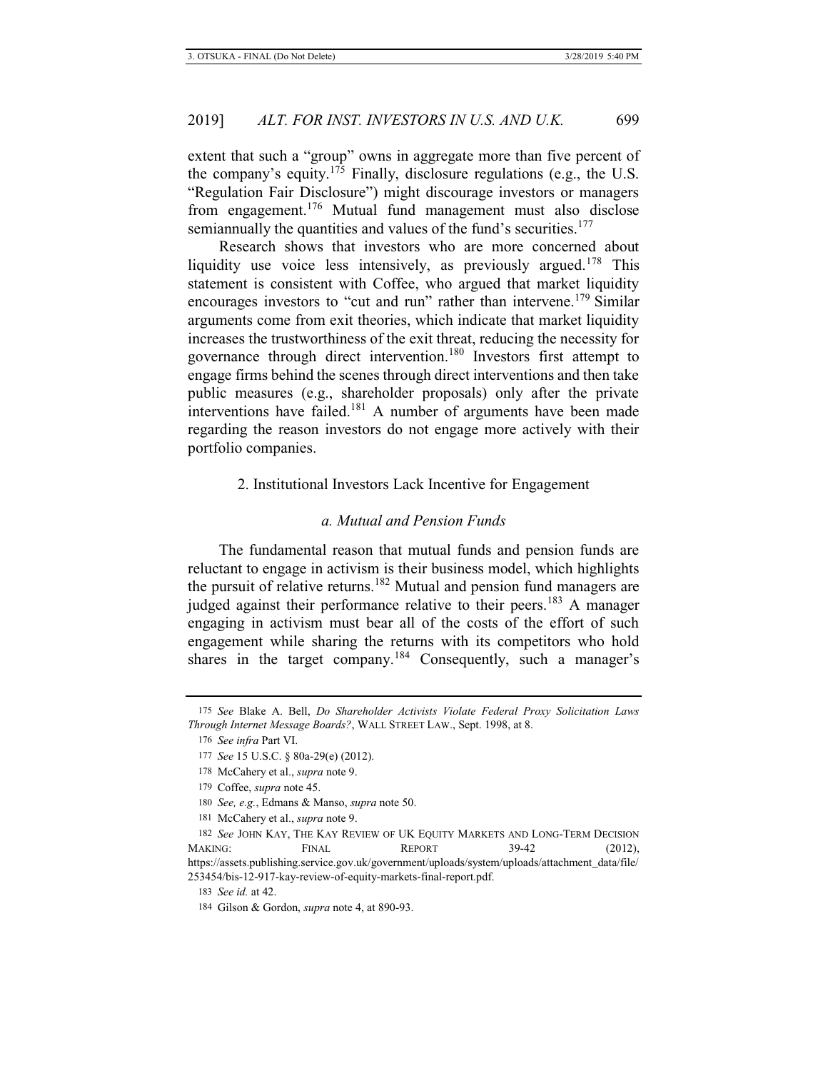extent that such a "group" owns in aggregate more than five percent of the company's equity.[175] Finally, disclosure regulations (e.g., the U.S. "Regulation Fair Disclosure") might discourage investors or managers from engagement.[176] Mutual fund management must also disclose semiannually the quantities and values of the fund's securities.[177]

Research shows that investors who are more concerned about liquidity use voice less intensively, as previously argued.[178] This statement is consistent with Coffee, who argued that market liquidity encourages investors to "cut and run" rather than intervene.[179] Similar arguments come from exit theories, which indicate that market liquidity increases the trustworthiness of the exit threat, reducing the necessity for governance through direct intervention.[180] Investors first attempt to engage firms behind the scenes through direct interventions and then take public measures (e.g., shareholder proposals) only after the private interventions have failed.[181] A number of arguments have been made regarding the reason investors do not engage more actively with their portfolio companies.

### 2. Institutional Investors Lack Incentive for Engagement

#### *a. Mutual and Pension Funds*

The fundamental reason that mutual funds and pension funds are reluctant to engage in activism is their business model, which highlights the pursuit of relative returns.[182] Mutual and pension fund managers are judged against their performance relative to their peers.[183] A manager engaging in activism must bear all of the costs of the effort of such engagement while sharing the returns with its competitors who hold shares in the target company.[184] Consequently, such a manager's

---

175 *See* Blake A. Bell, *Do Shareholder Activists Violate Federal Proxy Solicitation Laws Through Internet Message Boards?*, WALL STREET LAW., Sept. 1998, at 8.

176 *See infra* Part VI.

177 *See* 15 U.S.C. § 80a-29(e) (2012).

178 McCahery et al., *supra* note 9.

179 Coffee, *supra* note 45.

180 *See, e.g.*, Edmans & Manso, *supra* note 50.

181 McCahery et al., *supra* note 9.

182 *See* JOHN KAY, THE KAY REVIEW OF UK EQUITY MARKETS AND LONG-TERM DECISION MAKING: FINAL REPORT 39-42 (2012), https://assets.publishing.service.gov.uk/government/uploads/system/uploads/attachment_data/file/253454/bis-12-917-kay-review-of-equity-markets-final-report.pdf.

183 *See id.* at 42.

184 Gilson & Gordon, *supra* note 4, at 890-93.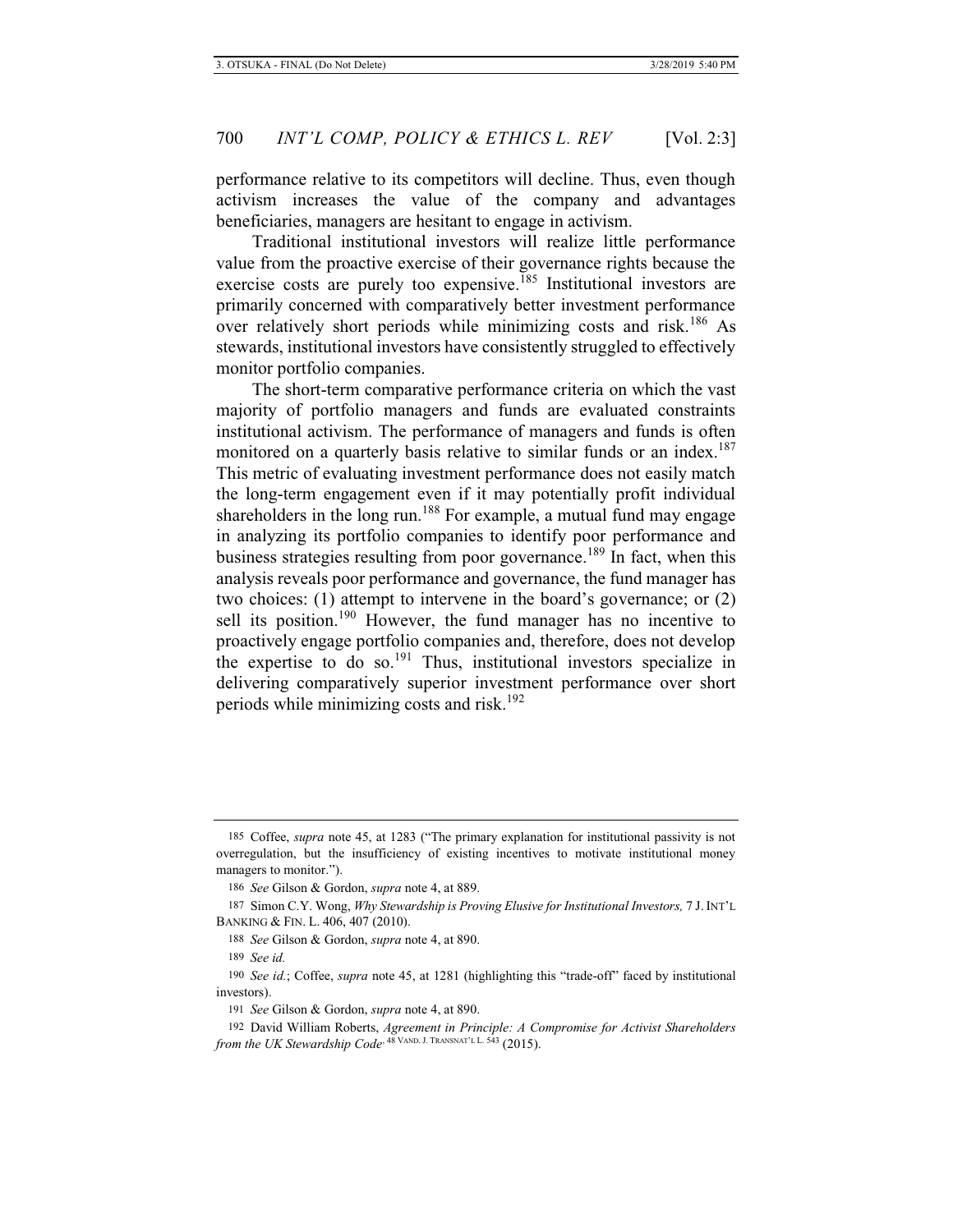performance relative to its competitors will decline. Thus, even though activism increases the value of the company and advantages beneficiaries, managers are hesitant to engage in activism.

Traditional institutional investors will realize little performance value from the proactive exercise of their governance rights because the exercise costs are purely too expensive.[185] Institutional investors are primarily concerned with comparatively better investment performance over relatively short periods while minimizing costs and risk.[186] As stewards, institutional investors have consistently struggled to effectively monitor portfolio companies.

The short-term comparative performance criteria on which the vast majority of portfolio managers and funds are evaluated constraints institutional activism. The performance of managers and funds is often monitored on a quarterly basis relative to similar funds or an index.[187] This metric of evaluating investment performance does not easily match the long-term engagement even if it may potentially profit individual shareholders in the long run.[188] For example, a mutual fund may engage in analyzing its portfolio companies to identify poor performance and business strategies resulting from poor governance.[189] In fact, when this analysis reveals poor performance and governance, the fund manager has two choices: (1) attempt to intervene in the board's governance; or (2) sell its position.[190] However, the fund manager has no incentive to proactively engage portfolio companies and, therefore, does not develop the expertise to do so.[191] Thus, institutional investors specialize in delivering comparatively superior investment performance over short periods while minimizing costs and risk.[192]

---

185 Coffee, *supra* note 45, at 1283 ("The primary explanation for institutional passivity is not overregulation, but the insufficiency of existing incentives to motivate institutional money managers to monitor.").

186 *See* Gilson & Gordon, *supra* note 4, at 889.

187 Simon C.Y. Wong, *Why Stewardship is Proving Elusive for Institutional Investors,* 7 J. INT'L BANKING & FIN. L. 406, 407 (2010).

188 *See* Gilson & Gordon, *supra* note 4, at 890.

189 *See id.*

190 *See id.*; Coffee, *supra* note 45, at 1281 (highlighting this "trade-off" faced by institutional investors).

191 *See* Gilson & Gordon, *supra* note 4, at 890.

192 David William Roberts, *Agreement in Principle: A Compromise for Activist Shareholders from the UK Stewardship Code*. 48 VAND. J. TRANSNAT'L L. 543 (2015).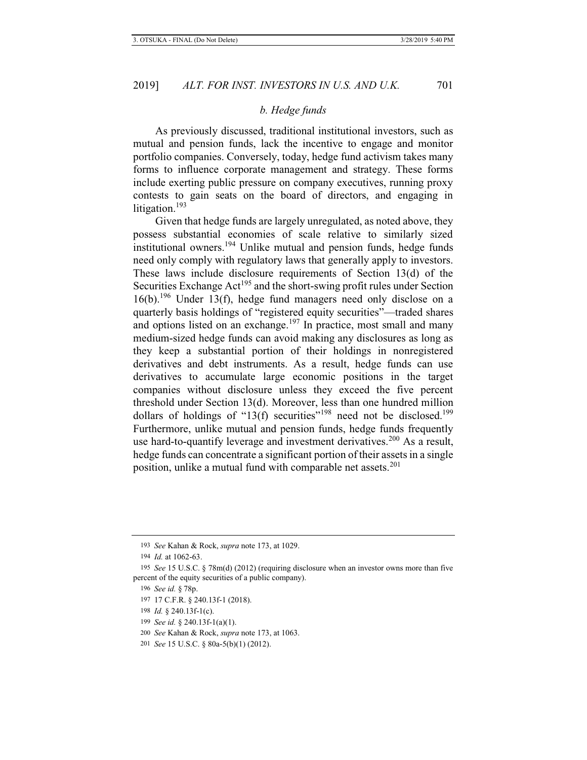### *b. Hedge funds*

As previously discussed, traditional institutional investors, such as mutual and pension funds, lack the incentive to engage and monitor portfolio companies. Conversely, today, hedge fund activism takes many forms to influence corporate management and strategy. These forms include exerting public pressure on company executives, running proxy contests to gain seats on the board of directors, and engaging in litigation.[193]

Given that hedge funds are largely unregulated, as noted above, they possess substantial economies of scale relative to similarly sized institutional owners.[194] Unlike mutual and pension funds, hedge funds need only comply with regulatory laws that generally apply to investors. These laws include disclosure requirements of Section 13(d) of the Securities Exchange Act[195] and the short-swing profit rules under Section 16(b).[196] Under 13(f), hedge fund managers need only disclose on a quarterly basis holdings of "registered equity securities"—traded shares and options listed on an exchange.[197] In practice, most small and many medium-sized hedge funds can avoid making any disclosures as long as they keep a substantial portion of their holdings in nonregistered derivatives and debt instruments. As a result, hedge funds can use derivatives to accumulate large economic positions in the target companies without disclosure unless they exceed the five percent threshold under Section 13(d). Moreover, less than one hundred million dollars of holdings of "13(f) securities"[198] need not be disclosed.[199] Furthermore, unlike mutual and pension funds, hedge funds frequently use hard-to-quantify leverage and investment derivatives.[200] As a result, hedge funds can concentrate a significant portion of their assets in a single position, unlike a mutual fund with comparable net assets.[201]

---

193 *See* Kahan & Rock, *supra* note 173, at 1029.

194 *Id.* at 1062-63.

195 *See* 15 U.S.C. § 78m(d) (2012) (requiring disclosure when an investor owns more than five percent of the equity securities of a public company).

196 *See id.* § 78p.

197 17 C.F.R. § 240.13f-1 (2018).

198 *Id.* § 240.13f-1(c).

199 *See id.* § 240.13f-1(a)(1).

200 *See* Kahan & Rock, *supra* note 173, at 1063.

201 *See* 15 U.S.C. § 80a-5(b)(1) (2012).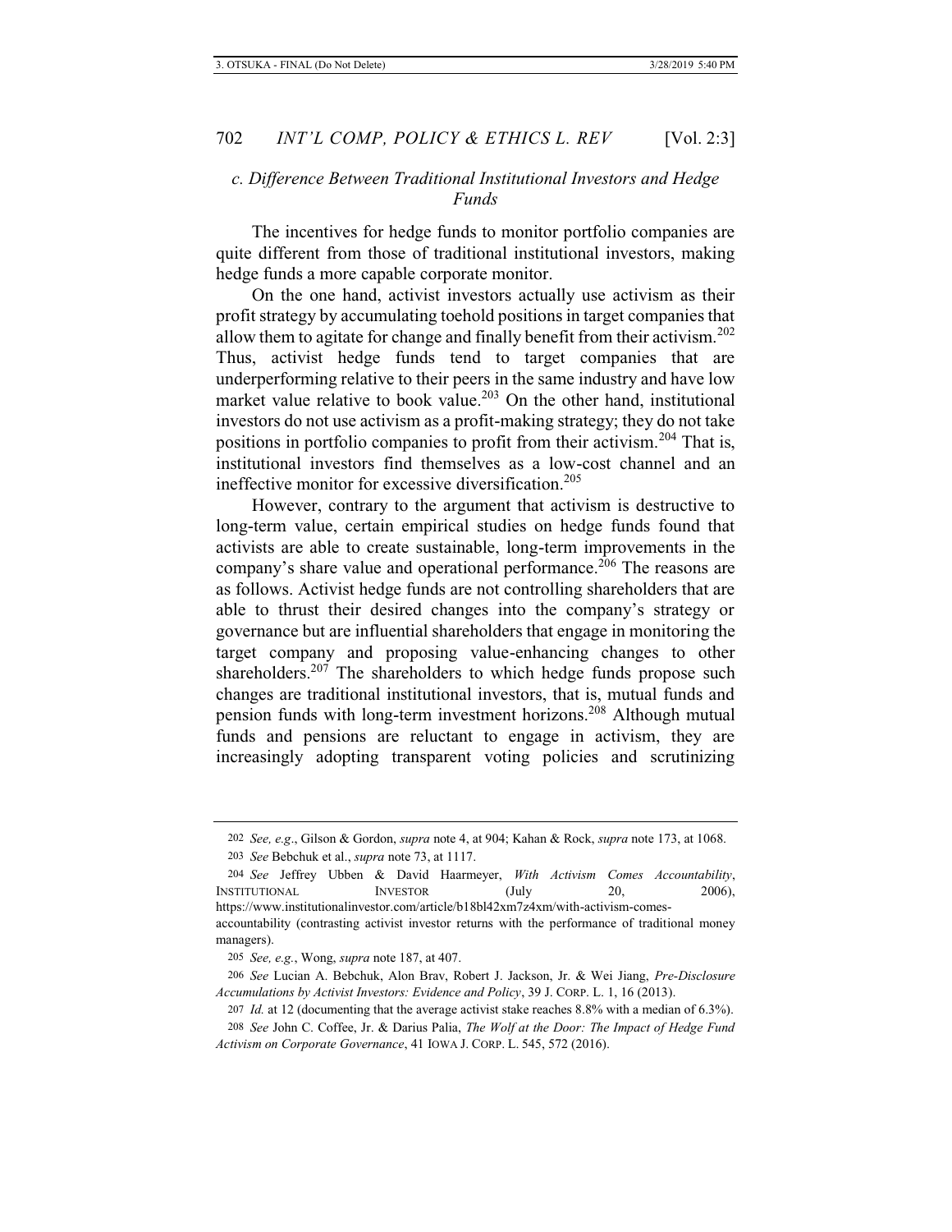### *c. Difference Between Traditional Institutional Investors and Hedge Funds*

The incentives for hedge funds to monitor portfolio companies are quite different from those of traditional institutional investors, making hedge funds a more capable corporate monitor.

On the one hand, activist investors actually use activism as their profit strategy by accumulating toehold positions in target companies that allow them to agitate for change and finally benefit from their activism.[202] Thus, activist hedge funds tend to target companies that are underperforming relative to their peers in the same industry and have low market value relative to book value.[203] On the other hand, institutional investors do not use activism as a profit-making strategy; they do not take positions in portfolio companies to profit from their activism.[204] That is, institutional investors find themselves as a low-cost channel and an ineffective monitor for excessive diversification.[205]

However, contrary to the argument that activism is destructive to long-term value, certain empirical studies on hedge funds found that activists are able to create sustainable, long-term improvements in the company's share value and operational performance.[206] The reasons are as follows. Activist hedge funds are not controlling shareholders that are able to thrust their desired changes into the company's strategy or governance but are influential shareholders that engage in monitoring the target company and proposing value-enhancing changes to other shareholders.[207] The shareholders to which hedge funds propose such changes are traditional institutional investors, that is, mutual funds and pension funds with long-term investment horizons.[208] Although mutual funds and pensions are reluctant to engage in activism, they are increasingly adopting transparent voting policies and scrutinizing

---

202 *See, e.g*., Gilson & Gordon, *supra* note 4, at 904; Kahan & Rock, *supra* note 173, at 1068.

203 *See* Bebchuk et al., *supra* note 73, at 1117.

204 *See* Jeffrey Ubben & David Haarmeyer, *With Activism Comes Accountability*, INSTITUTIONAL INVESTOR (July 20, 2006), https://www.institutionalinvestor.com/article/b18bl42xm7z4xm/with-activism-comes-accountability (contrasting activist investor returns with the performance of traditional money managers).

205 *See, e.g.*, Wong, *supra* note 187, at 407.

206 *See* Lucian A. Bebchuk, Alon Brav, Robert J. Jackson, Jr. & Wei Jiang, *Pre-Disclosure Accumulations by Activist Investors: Evidence and Policy*, 39 J. CORP. L. 1, 16 (2013).

207 *Id.* at 12 (documenting that the average activist stake reaches 8.8% with a median of 6.3%).

208 *See* John C. Coffee, Jr. & Darius Palia, *The Wolf at the Door: The Impact of Hedge Fund Activism on Corporate Governance*, 41 IOWA J. CORP. L. 545, 572 (2016).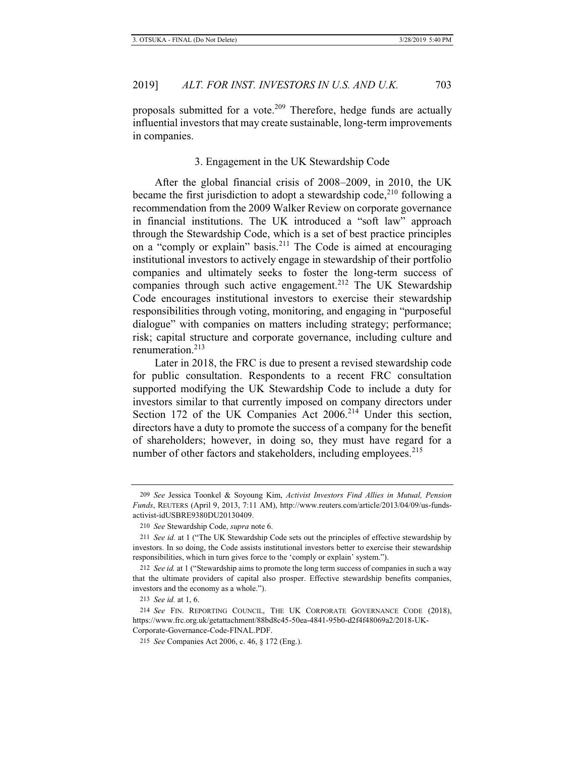proposals submitted for a vote.[209] Therefore, hedge funds are actually influential investors that may create sustainable, long-term improvements in companies.

### 3. Engagement in the UK Stewardship Code

After the global financial crisis of 2008–2009, in 2010, the UK became the first jurisdiction to adopt a stewardship code,[210] following a recommendation from the 2009 Walker Review on corporate governance in financial institutions. The UK introduced a "soft law" approach through the Stewardship Code, which is a set of best practice principles on a "comply or explain" basis.[211] The Code is aimed at encouraging institutional investors to actively engage in stewardship of their portfolio companies and ultimately seeks to foster the long-term success of companies through such active engagement.[212] The UK Stewardship Code encourages institutional investors to exercise their stewardship responsibilities through voting, monitoring, and engaging in "purposeful dialogue" with companies on matters including strategy; performance; risk; capital structure and corporate governance, including culture and renumeration.[213]

Later in 2018, the FRC is due to present a revised stewardship code for public consultation. Respondents to a recent FRC consultation supported modifying the UK Stewardship Code to include a duty for investors similar to that currently imposed on company directors under Section 172 of the UK Companies Act 2006.[214] Under this section, directors have a duty to promote the success of a company for the benefit of shareholders; however, in doing so, they must have regard for a number of other factors and stakeholders, including employees.[215]

---

209 *See* Jessica Toonkel & Soyoung Kim, *Activist Investors Find Allies in Mutual, Pension Funds*, REUTERS (April 9, 2013, 7:11 AM), http://www.reuters.com/article/2013/04/09/us-funds-activist-idUSBRE9380DU20130409.

210 *See* Stewardship Code, *supra* note 6.

211 *See id.* at 1 ("The UK Stewardship Code sets out the principles of effective stewardship by investors. In so doing, the Code assists institutional investors better to exercise their stewardship responsibilities, which in turn gives force to the 'comply or explain' system.").

212 *See id.* at 1 ("Stewardship aims to promote the long term success of companies in such a way that the ultimate providers of capital also prosper. Effective stewardship benefits companies, investors and the economy as a whole.").

213 *See id.* at 1, 6.

214 *See* FIN. REPORTING COUNCIL, THE UK CORPORATE GOVERNANCE CODE (2018), https://www.frc.org.uk/getattachment/88bd8c45-50ea-4841-95b0-d2f4f48069a2/2018-UK-Corporate-Governance-Code-FINAL.PDF.

215 *See* Companies Act 2006, c. 46, § 172 (Eng.).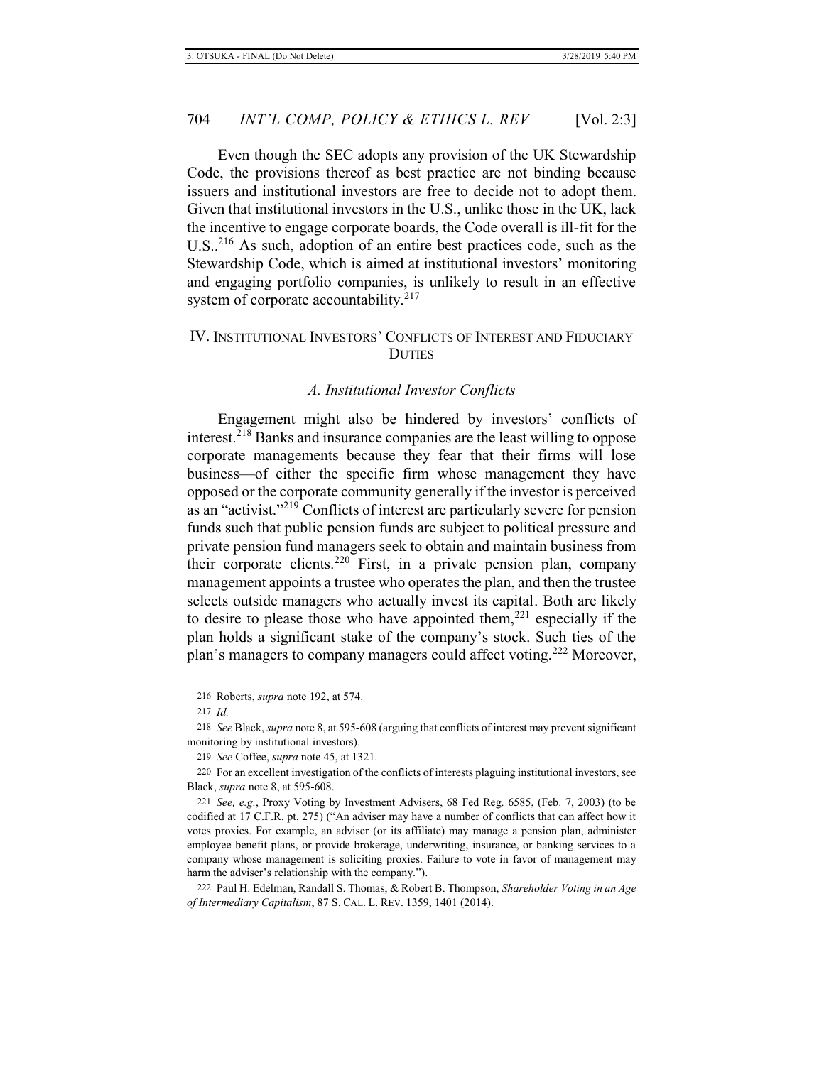Even though the SEC adopts any provision of the UK Stewardship Code, the provisions thereof as best practice are not binding because issuers and institutional investors are free to decide not to adopt them. Given that institutional investors in the U.S., unlike those in the UK, lack the incentive to engage corporate boards, the Code overall is ill-fit for the U.S..[216] As such, adoption of an entire best practices code, such as the Stewardship Code, which is aimed at institutional investors' monitoring and engaging portfolio companies, is unlikely to result in an effective system of corporate accountability.[217]

## IV. Institutional Investors' Conflicts of Interest and Fiduciary Duties

### *A. Institutional Investor Conflicts*

Engagement might also be hindered by investors' conflicts of interest.[218] Banks and insurance companies are the least willing to oppose corporate managements because they fear that their firms will lose business—of either the specific firm whose management they have opposed or the corporate community generally if the investor is perceived as an "activist."[219] Conflicts of interest are particularly severe for pension funds such that public pension funds are subject to political pressure and private pension fund managers seek to obtain and maintain business from their corporate clients.[220] First, in a private pension plan, company management appoints a trustee who operates the plan, and then the trustee selects outside managers who actually invest its capital. Both are likely to desire to please those who have appointed them,[221] especially if the plan holds a significant stake of the company's stock. Such ties of the plan's managers to company managers could affect voting.[222] Moreover,

---

216 Roberts, *supra* note 192, at 574.

217 *Id.*

218 *See* Black, *supra* note 8, at 595-608 (arguing that conflicts of interest may prevent significant monitoring by institutional investors).

219 *See* Coffee, *supra* note 45, at 1321.

220 For an excellent investigation of the conflicts of interests plaguing institutional investors, see Black, *supra* note 8, at 595-608.

221 *See, e.g.*, Proxy Voting by Investment Advisers, 68 Fed Reg. 6585, (Feb. 7, 2003) (to be codified at 17 C.F.R. pt. 275) ("An adviser may have a number of conflicts that can affect how it votes proxies. For example, an adviser (or its affiliate) may manage a pension plan, administer employee benefit plans, or provide brokerage, underwriting, insurance, or banking services to a company whose management is soliciting proxies. Failure to vote in favor of management may harm the adviser's relationship with the company.").

222 Paul H. Edelman, Randall S. Thomas, & Robert B. Thompson, *Shareholder Voting in an Age of Intermediary Capitalism*, 87 S. Cal. L. Rev. 1359, 1401 (2014).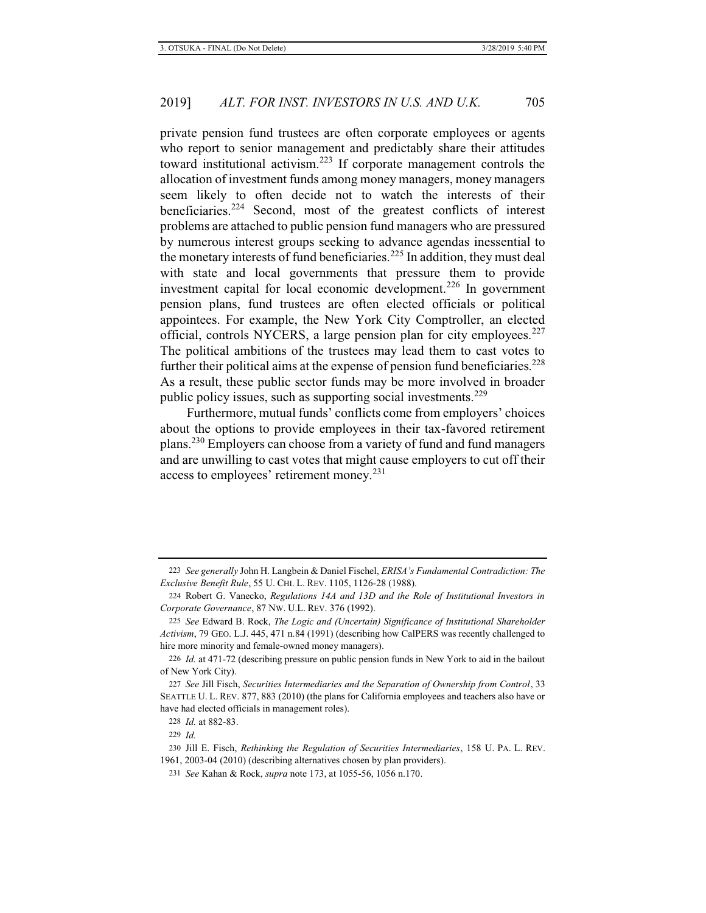private pension fund trustees are often corporate employees or agents who report to senior management and predictably share their attitudes toward institutional activism.[223] If corporate management controls the allocation of investment funds among money managers, money managers seem likely to often decide not to watch the interests of their beneficiaries.[224] Second, most of the greatest conflicts of interest problems are attached to public pension fund managers who are pressured by numerous interest groups seeking to advance agendas inessential to the monetary interests of fund beneficiaries.[225] In addition, they must deal with state and local governments that pressure them to provide investment capital for local economic development.[226] In government pension plans, fund trustees are often elected officials or political appointees. For example, the New York City Comptroller, an elected official, controls NYCERS, a large pension plan for city employees.[227] The political ambitions of the trustees may lead them to cast votes to further their political aims at the expense of pension fund beneficiaries.[228] As a result, these public sector funds may be more involved in broader public policy issues, such as supporting social investments.[229]

Furthermore, mutual funds' conflicts come from employers' choices about the options to provide employees in their tax-favored retirement plans.[230] Employers can choose from a variety of fund and fund managers and are unwilling to cast votes that might cause employers to cut off their access to employees' retirement money.[231]

---

223 *See generally* John H. Langbein & Daniel Fischel, *ERISA's Fundamental Contradiction: The Exclusive Benefit Rule*, 55 U. CHI. L. REV. 1105, 1126-28 (1988).

224 Robert G. Vanecko, *Regulations 14A and 13D and the Role of Institutional Investors in Corporate Governance*, 87 NW. U.L. REV. 376 (1992).

225 *See* Edward B. Rock, *The Logic and (Uncertain) Significance of Institutional Shareholder Activism*, 79 GEO. L.J. 445, 471 n.84 (1991) (describing how CalPERS was recently challenged to hire more minority and female-owned money managers).

226 *Id.* at 471-72 (describing pressure on public pension funds in New York to aid in the bailout of New York City).

227 *See* Jill Fisch, *Securities Intermediaries and the Separation of Ownership from Control*, 33 SEATTLE U. L. REV. 877, 883 (2010) (the plans for California employees and teachers also have or have had elected officials in management roles).

228 *Id.* at 882-83.

229 *Id.*

230 Jill E. Fisch, *Rethinking the Regulation of Securities Intermediaries*, 158 U. PA. L. REV. 1961, 2003-04 (2010) (describing alternatives chosen by plan providers).

231 *See* Kahan & Rock, *supra* note 173, at 1055-56, 1056 n.170.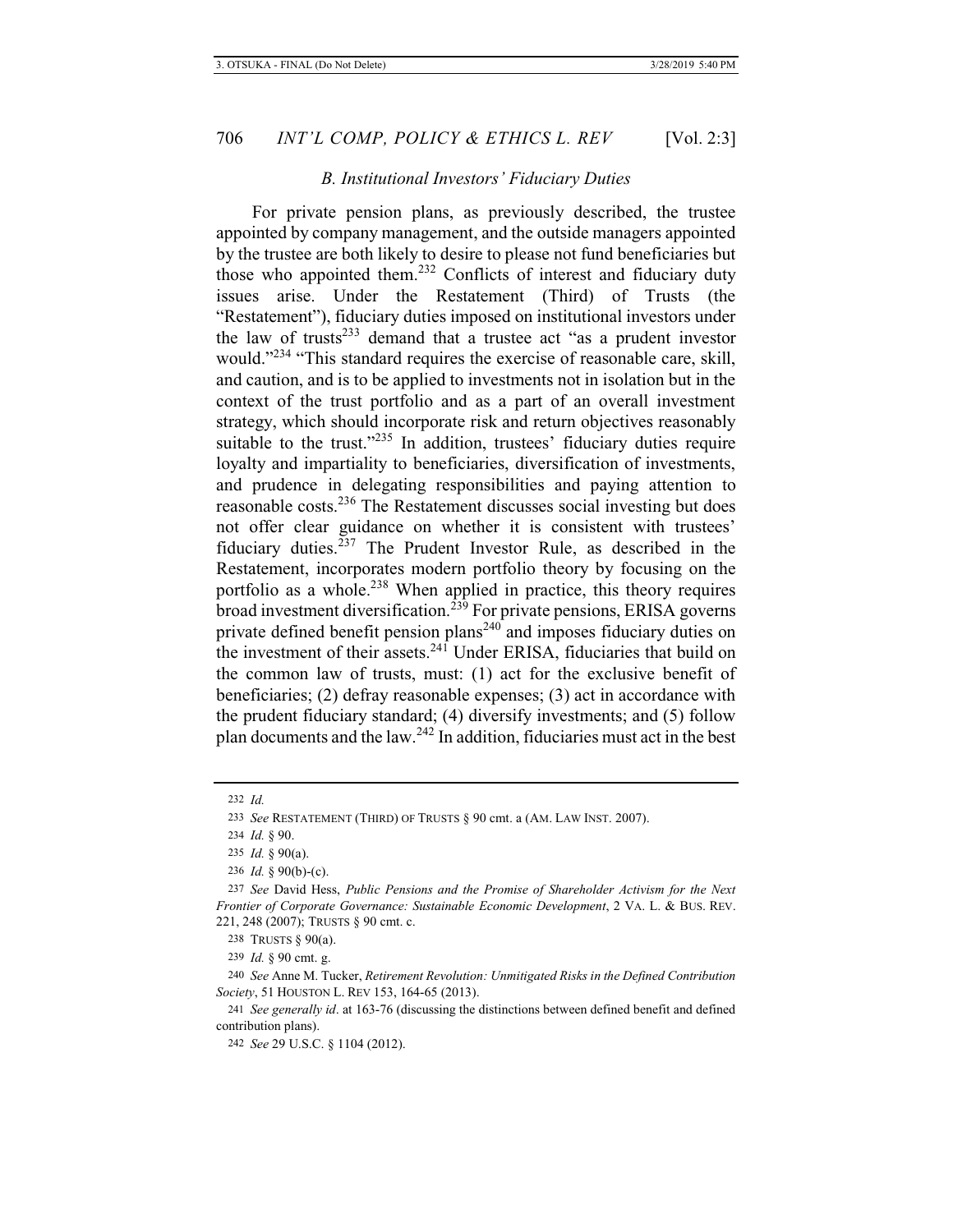### *B. Institutional Investors' Fiduciary Duties*

For private pension plans, as previously described, the trustee appointed by company management, and the outside managers appointed by the trustee are both likely to desire to please not fund beneficiaries but those who appointed them.[232] Conflicts of interest and fiduciary duty issues arise. Under the Restatement (Third) of Trusts (the "Restatement"), fiduciary duties imposed on institutional investors under the law of trusts[233] demand that a trustee act "as a prudent investor would."[234] "This standard requires the exercise of reasonable care, skill, and caution, and is to be applied to investments not in isolation but in the context of the trust portfolio and as a part of an overall investment strategy, which should incorporate risk and return objectives reasonably suitable to the trust."[235] In addition, trustees' fiduciary duties require loyalty and impartiality to beneficiaries, diversification of investments, and prudence in delegating responsibilities and paying attention to reasonable costs.[236] The Restatement discusses social investing but does not offer clear guidance on whether it is consistent with trustees' fiduciary duties.[237] The Prudent Investor Rule, as described in the Restatement, incorporates modern portfolio theory by focusing on the portfolio as a whole.[238] When applied in practice, this theory requires broad investment diversification.[239] For private pensions, ERISA governs private defined benefit pension plans[240] and imposes fiduciary duties on the investment of their assets.[241] Under ERISA, fiduciaries that build on the common law of trusts, must: (1) act for the exclusive benefit of beneficiaries; (2) defray reasonable expenses; (3) act in accordance with the prudent fiduciary standard; (4) diversify investments; and (5) follow plan documents and the law.[242] In addition, fiduciaries must act in the best

---

232 *Id.*

233 *See* RESTATEMENT (THIRD) OF TRUSTS § 90 cmt. a (AM. LAW INST. 2007).

234 *Id.* § 90.

235 *Id.* § 90(a).

236 *Id.* § 90(b)-(c).

237 *See* David Hess, *Public Pensions and the Promise of Shareholder Activism for the Next Frontier of Corporate Governance: Sustainable Economic Development*, 2 VA. L. & BUS. REV. 221, 248 (2007); TRUSTS § 90 cmt. c.

238 TRUSTS § 90(a).

239 *Id.* § 90 cmt. g.

240 *See* Anne M. Tucker, *Retirement Revolution: Unmitigated Risks in the Defined Contribution Society*, 51 HOUSTON L. REV 153, 164-65 (2013).

241 *See generally id*. at 163-76 (discussing the distinctions between defined benefit and defined contribution plans).

242 *See* 29 U.S.C. § 1104 (2012).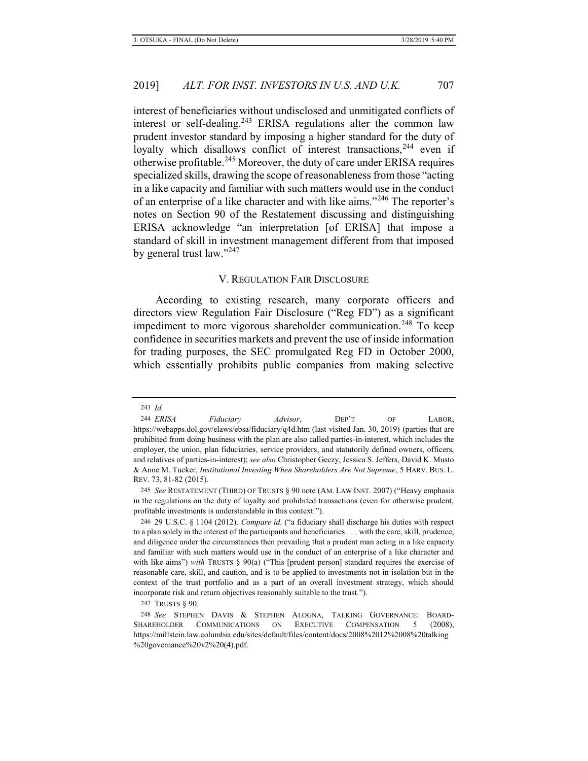interest of beneficiaries without undisclosed and unmitigated conflicts of interest or self-dealing.[243] ERISA regulations alter the common law prudent investor standard by imposing a higher standard for the duty of loyalty which disallows conflict of interest transactions,[244] even if otherwise profitable.[245] Moreover, the duty of care under ERISA requires specialized skills, drawing the scope of reasonableness from those "acting in a like capacity and familiar with such matters would use in the conduct of an enterprise of a like character and with like aims."[246] The reporter's notes on Section 90 of the Restatement discussing and distinguishing ERISA acknowledge "an interpretation [of ERISA] that impose a standard of skill in investment management different from that imposed by general trust law."[247]

## V. Regulation Fair Disclosure

According to existing research, many corporate officers and directors view Regulation Fair Disclosure ("Reg FD") as a significant impediment to more vigorous shareholder communication.[248] To keep confidence in securities markets and prevent the use of inside information for trading purposes, the SEC promulgated Reg FD in October 2000, which essentially prohibits public companies from making selective

---

243 *Id.*

244 *ERISA Fiduciary Advisor*, DEP'T OF LABOR, https://webapps.dol.gov/elaws/ebsa/fiduciary/q4d.htm (last visited Jan. 30, 2019) (parties that are prohibited from doing business with the plan are also called parties-in-interest, which includes the employer, the union, plan fiduciaries, service providers, and statutorily defined owners, officers, and relatives of parties-in-interest); *see also* Christopher Geczy, Jessica S. Jeffers, David K. Musto & Anne M. Tucker, *Institutional Investing When Shareholders Are Not Supreme*, 5 HARV. BUS. L. REV. 73, 81-82 (2015).

245 *See* RESTATEMENT (THIRD) OF TRUSTS § 90 note (AM. LAW INST. 2007) ("Heavy emphasis in the regulations on the duty of loyalty and prohibited transactions (even for otherwise prudent, profitable investments is understandable in this context.").

246 29 U.S.C. § 1104 (2012). *Compare id.* ("a fiduciary shall discharge his duties with respect to a plan solely in the interest of the participants and beneficiaries . . . with the care, skill, prudence, and diligence under the circumstances then prevailing that a prudent man acting in a like capacity and familiar with such matters would use in the conduct of an enterprise of a like character and with like aims") *with* TRUSTS § 90(a) ("This [prudent person] standard requires the exercise of reasonable care, skill, and caution, and is to be applied to investments not in isolation but in the context of the trust portfolio and as a part of an overall investment strategy, which should incorporate risk and return objectives reasonably suitable to the trust.").

247 TRUSTS § 90.

248 *See* STEPHEN DAVIS & STEPHEN ALOGNA, TALKING GOVERNANCE: BOARD-SHAREHOLDER COMMUNICATIONS ON EXECUTIVE COMPENSATION 5 (2008), https://millstein.law.columbia.edu/sites/default/files/content/docs/2008%2012%2008%20talking%20governance%20v2%20(4).pdf.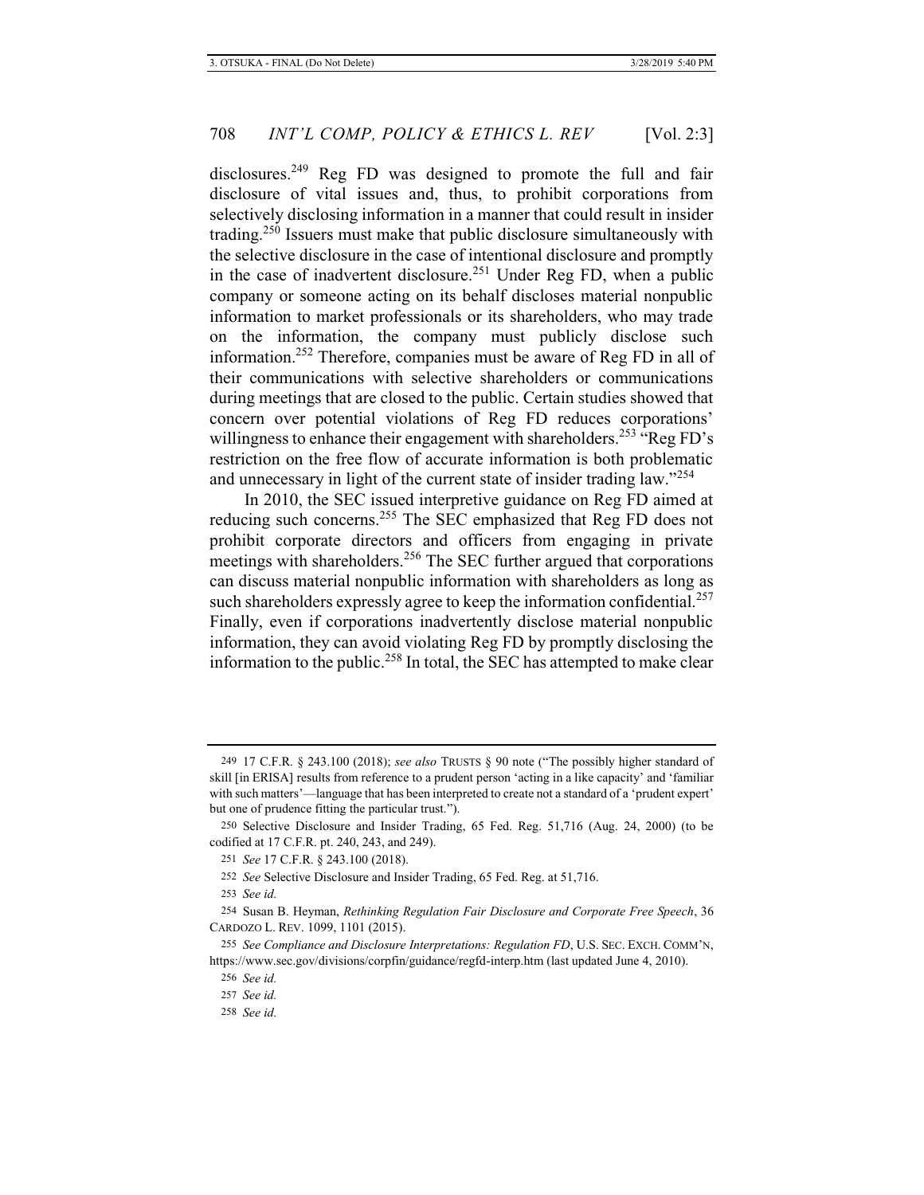disclosures.[249] Reg FD was designed to promote the full and fair disclosure of vital issues and, thus, to prohibit corporations from selectively disclosing information in a manner that could result in insider trading.[250] Issuers must make that public disclosure simultaneously with the selective disclosure in the case of intentional disclosure and promptly in the case of inadvertent disclosure.[251] Under Reg FD, when a public company or someone acting on its behalf discloses material nonpublic information to market professionals or its shareholders, who may trade on the information, the company must publicly disclose such information.[252] Therefore, companies must be aware of Reg FD in all of their communications with selective shareholders or communications during meetings that are closed to the public. Certain studies showed that concern over potential violations of Reg FD reduces corporations' willingness to enhance their engagement with shareholders.[253] "Reg FD's restriction on the free flow of accurate information is both problematic and unnecessary in light of the current state of insider trading law."[254]

In 2010, the SEC issued interpretive guidance on Reg FD aimed at reducing such concerns.[255] The SEC emphasized that Reg FD does not prohibit corporate directors and officers from engaging in private meetings with shareholders.[256] The SEC further argued that corporations can discuss material nonpublic information with shareholders as long as such shareholders expressly agree to keep the information confidential.[257] Finally, even if corporations inadvertently disclose material nonpublic information, they can avoid violating Reg FD by promptly disclosing the information to the public.[258] In total, the SEC has attempted to make clear

---

249 17 C.F.R. § 243.100 (2018); *see also* TRUSTS § 90 note ("The possibly higher standard of skill [in ERISA] results from reference to a prudent person 'acting in a like capacity' and 'familiar with such matters'—language that has been interpreted to create not a standard of a 'prudent expert' but one of prudence fitting the particular trust.").

250 Selective Disclosure and Insider Trading, 65 Fed. Reg. 51,716 (Aug. 24, 2000) (to be codified at 17 C.F.R. pt. 240, 243, and 249).

251 *See* 17 C.F.R. § 243.100 (2018).

252 *See* Selective Disclosure and Insider Trading, 65 Fed. Reg. at 51,716.

253 *See id.*

254 Susan B. Heyman, *Rethinking Regulation Fair Disclosure and Corporate Free Speech*, 36 CARDOZO L. REV. 1099, 1101 (2015).

255 *See Compliance and Disclosure Interpretations: Regulation FD*, U.S. SEC. EXCH. COMM'N, https://www.sec.gov/divisions/corpfin/guidance/regfd-interp.htm (last updated June 4, 2010).

256 *See id.*

257 *See id.*

258 *See id.*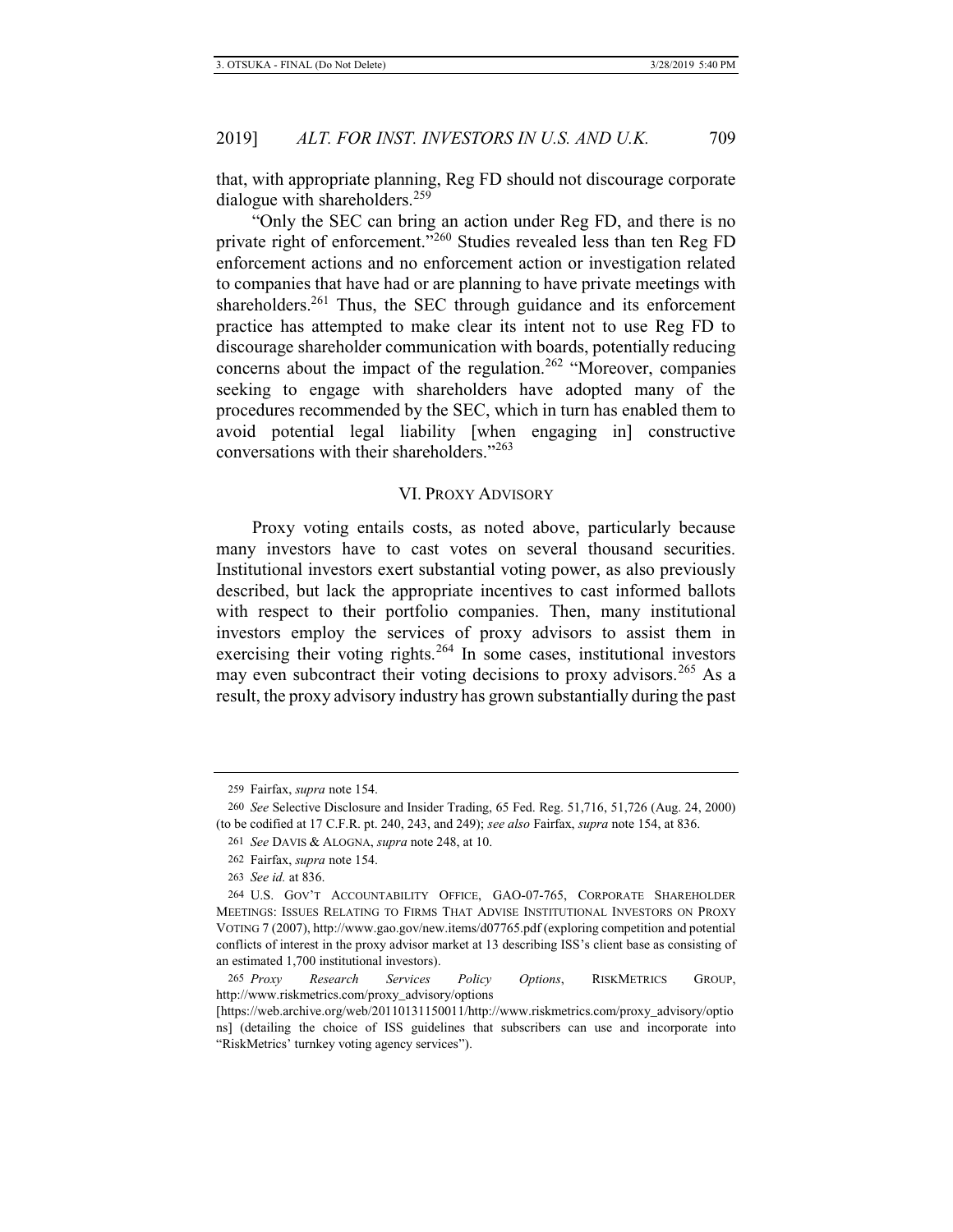that, with appropriate planning, Reg FD should not discourage corporate dialogue with shareholders.[259]

"Only the SEC can bring an action under Reg FD, and there is no private right of enforcement."[260] Studies revealed less than ten Reg FD enforcement actions and no enforcement action or investigation related to companies that have had or are planning to have private meetings with shareholders.[261] Thus, the SEC through guidance and its enforcement practice has attempted to make clear its intent not to use Reg FD to discourage shareholder communication with boards, potentially reducing concerns about the impact of the regulation.[262] "Moreover, companies seeking to engage with shareholders have adopted many of the procedures recommended by the SEC, which in turn has enabled them to avoid potential legal liability [when engaging in] constructive conversations with their shareholders."[263]

## VI. Proxy Advisory

Proxy voting entails costs, as noted above, particularly because many investors have to cast votes on several thousand securities. Institutional investors exert substantial voting power, as also previously described, but lack the appropriate incentives to cast informed ballots with respect to their portfolio companies. Then, many institutional investors employ the services of proxy advisors to assist them in exercising their voting rights.[264] In some cases, institutional investors may even subcontract their voting decisions to proxy advisors.[265] As a result, the proxy advisory industry has grown substantially during the past

---

259 Fairfax, *supra* note 154.

260 *See* Selective Disclosure and Insider Trading, 65 Fed. Reg. 51,716, 51,726 (Aug. 24, 2000) (to be codified at 17 C.F.R. pt. 240, 243, and 249); *see also* Fairfax, *supra* note 154, at 836.

261 *See* Davis & Alogna, *supra* note 248, at 10.

262 Fairfax, *supra* note 154.

263 *See id.* at 836.

264 U.S. Gov't Accountability Office, GAO-07-765, Corporate Shareholder Meetings: Issues Relating to Firms That Advise Institutional Investors on Proxy Voting 7 (2007), http://www.gao.gov/new.items/d07765.pdf (exploring competition and potential conflicts of interest in the proxy advisor market at 13 describing ISS's client base as consisting of an estimated 1,700 institutional investors).

265 *Proxy Research Services Policy Options*, RiskMetrics Group, http://www.riskmetrics.com/proxy_advisory/options [https://web.archive.org/web/20110131150011/http://www.riskmetrics.com/proxy_advisory/options] (detailing the choice of ISS guidelines that subscribers can use and incorporate into "RiskMetrics' turnkey voting agency services").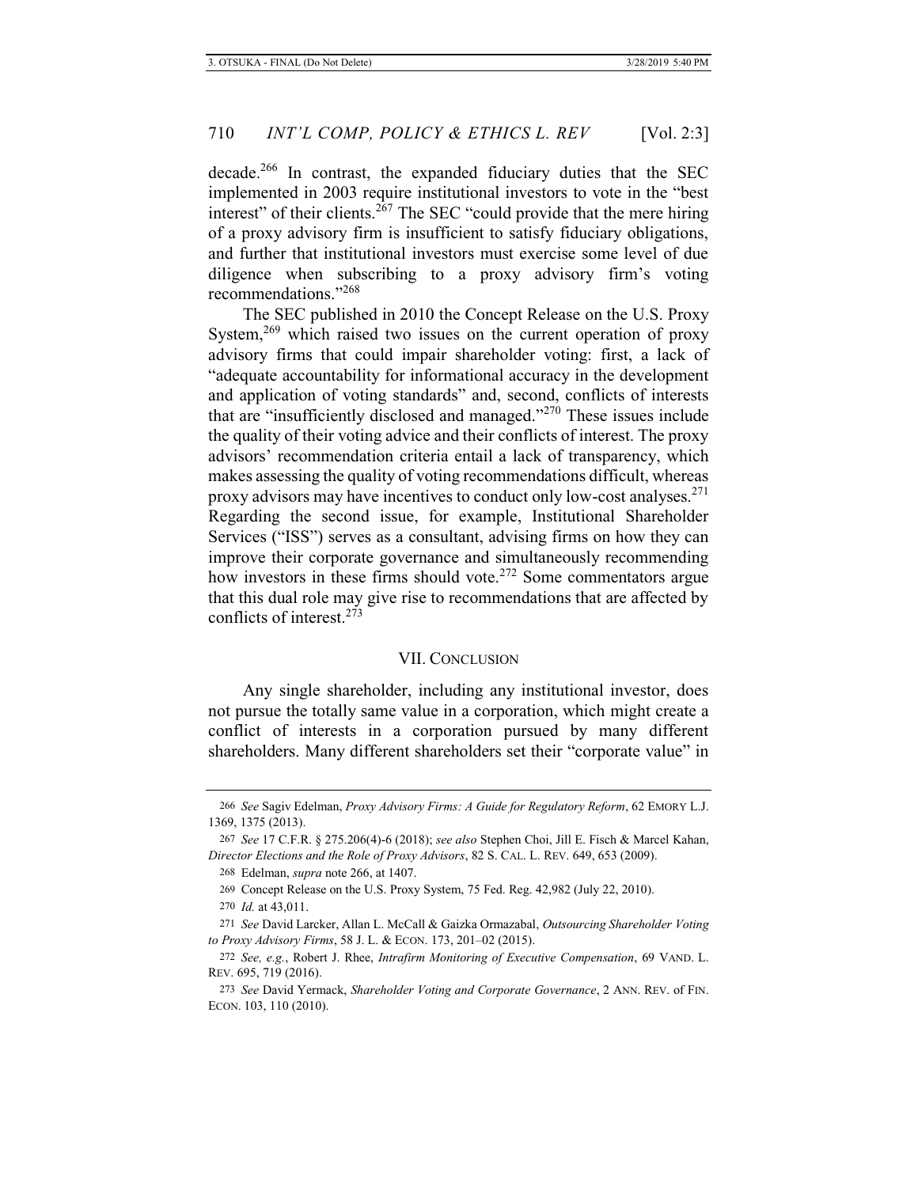decade.[266] In contrast, the expanded fiduciary duties that the SEC implemented in 2003 require institutional investors to vote in the "best interest" of their clients.[267] The SEC "could provide that the mere hiring of a proxy advisory firm is insufficient to satisfy fiduciary obligations, and further that institutional investors must exercise some level of due diligence when subscribing to a proxy advisory firm's voting recommendations."[268]

The SEC published in 2010 the Concept Release on the U.S. Proxy System,[269] which raised two issues on the current operation of proxy advisory firms that could impair shareholder voting: first, a lack of "adequate accountability for informational accuracy in the development and application of voting standards" and, second, conflicts of interests that are "insufficiently disclosed and managed."[270] These issues include the quality of their voting advice and their conflicts of interest. The proxy advisors' recommendation criteria entail a lack of transparency, which makes assessing the quality of voting recommendations difficult, whereas proxy advisors may have incentives to conduct only low-cost analyses.[271] Regarding the second issue, for example, Institutional Shareholder Services ("ISS") serves as a consultant, advising firms on how they can improve their corporate governance and simultaneously recommending how investors in these firms should vote.[272] Some commentators argue that this dual role may give rise to recommendations that are affected by conflicts of interest.[273]

## VII. CONCLUSION

Any single shareholder, including any institutional investor, does not pursue the totally same value in a corporation, which might create a conflict of interests in a corporation pursued by many different shareholders. Many different shareholders set their "corporate value" in

---

266 *See* Sagiv Edelman, *Proxy Advisory Firms: A Guide for Regulatory Reform*, 62 EMORY L.J. 1369, 1375 (2013).

267 *See* 17 C.F.R. § 275.206(4)-6 (2018); *see also* Stephen Choi, Jill E. Fisch & Marcel Kahan, *Director Elections and the Role of Proxy Advisors*, 82 S. CAL. L. REV. 649, 653 (2009).

268 Edelman, *supra* note 266, at 1407.

269 Concept Release on the U.S. Proxy System, 75 Fed. Reg. 42,982 (July 22, 2010).

270 *Id.* at 43,011.

271 *See* David Larcker, Allan L. McCall & Gaizka Ormazabal, *Outsourcing Shareholder Voting to Proxy Advisory Firms*, 58 J. L. & ECON. 173, 201–02 (2015).

272 *See, e.g.*, Robert J. Rhee, *Intrafirm Monitoring of Executive Compensation*, 69 VAND. L. REV. 695, 719 (2016).

273 *See* David Yermack, *Shareholder Voting and Corporate Governance*, 2 ANN. REV. of FIN. ECON. 103, 110 (2010).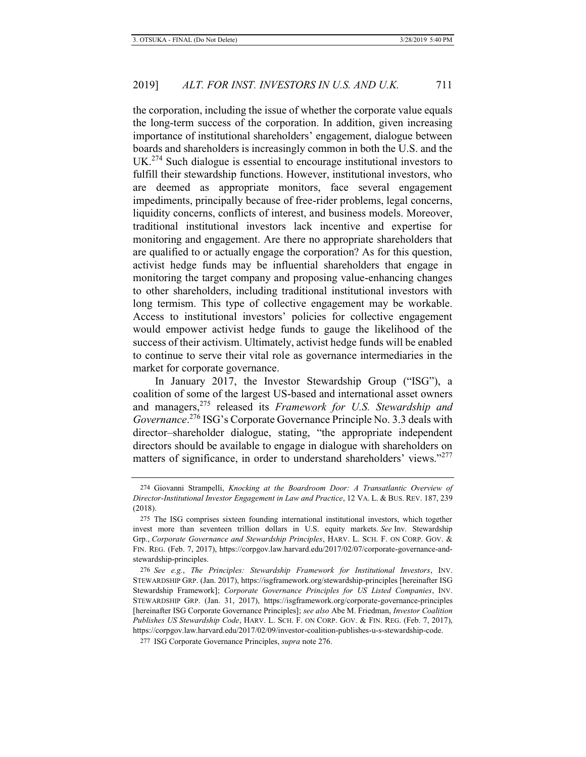the corporation, including the issue of whether the corporate value equals the long-term success of the corporation. In addition, given increasing importance of institutional shareholders' engagement, dialogue between boards and shareholders is increasingly common in both the U.S. and the UK.[274] Such dialogue is essential to encourage institutional investors to fulfill their stewardship functions. However, institutional investors, who are deemed as appropriate monitors, face several engagement impediments, principally because of free-rider problems, legal concerns, liquidity concerns, conflicts of interest, and business models. Moreover, traditional institutional investors lack incentive and expertise for monitoring and engagement. Are there no appropriate shareholders that are qualified to or actually engage the corporation? As for this question, activist hedge funds may be influential shareholders that engage in monitoring the target company and proposing value-enhancing changes to other shareholders, including traditional institutional investors with long termism. This type of collective engagement may be workable. Access to institutional investors' policies for collective engagement would empower activist hedge funds to gauge the likelihood of the success of their activism. Ultimately, activist hedge funds will be enabled to continue to serve their vital role as governance intermediaries in the market for corporate governance.

In January 2017, the Investor Stewardship Group ("ISG"), a coalition of some of the largest US-based and international asset owners and managers,[275] released its *Framework for U.S. Stewardship and Governance*.[276] ISG's Corporate Governance Principle No. 3.3 deals with director–shareholder dialogue, stating, "the appropriate independent directors should be available to engage in dialogue with shareholders on matters of significance, in order to understand shareholders' views."[277]

---

274 Giovanni Strampelli, *Knocking at the Boardroom Door: A Transatlantic Overview of Director-Institutional Investor Engagement in Law and Practice*, 12 VA. L. & BUS. REV. 187, 239 (2018).

275 The ISG comprises sixteen founding international institutional investors, which together invest more than seventeen trillion dollars in U.S. equity markets. *See* Inv. Stewardship Grp., *Corporate Governance and Stewardship Principles*, HARV. L. SCH. F. ON CORP. GOV. & FIN. REG. (Feb. 7, 2017), https://corpgov.law.harvard.edu/2017/02/07/corporate-governance-and-stewardship-principles.

276 *See e.g.*, *The Principles: Stewardship Framework for Institutional Investors*, INV. STEWARDSHIP GRP. (Jan. 2017), https://isgframework.org/stewardship-principles [hereinafter ISG Stewardship Framework]; *Corporate Governance Principles for US Listed Companies*, INV. STEWARDSHIP GRP. (Jan. 31, 2017), https://isgframework.org/corporate-governance-principles [hereinafter ISG Corporate Governance Principles]; *see also* Abe M. Friedman, *Investor Coalition Publishes US Stewardship Code*, HARV. L. SCH. F. ON CORP. GOV. & FIN. REG. (Feb. 7, 2017), https://corpgov.law.harvard.edu/2017/02/09/investor-coalition-publishes-u-s-stewardship-code.

277 ISG Corporate Governance Principles, *supra* note 276.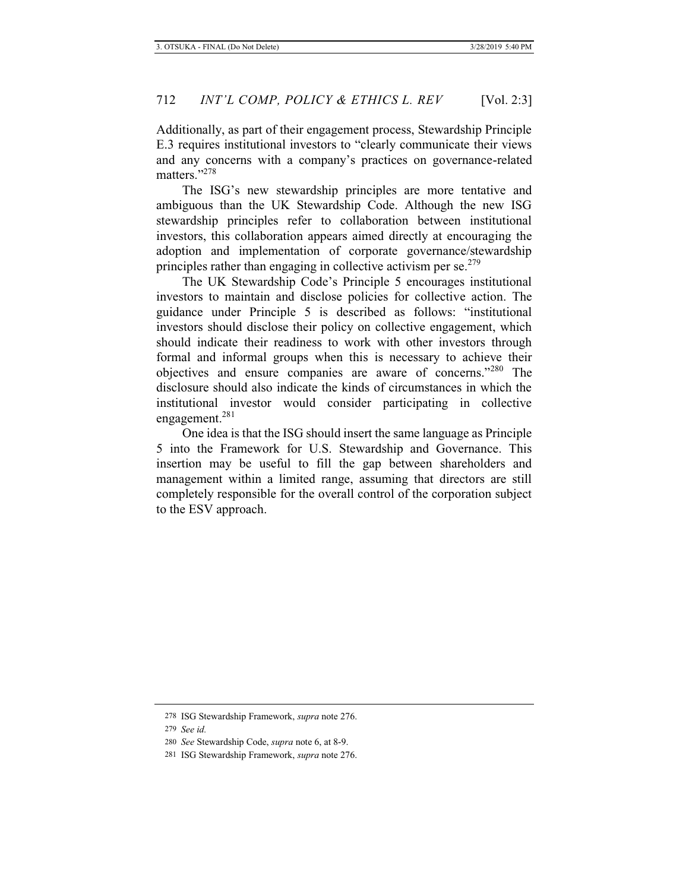Additionally, as part of their engagement process, Stewardship Principle E.3 requires institutional investors to "clearly communicate their views and any concerns with a company's practices on governance-related matters."[278]

The ISG's new stewardship principles are more tentative and ambiguous than the UK Stewardship Code. Although the new ISG stewardship principles refer to collaboration between institutional investors, this collaboration appears aimed directly at encouraging the adoption and implementation of corporate governance/stewardship principles rather than engaging in collective activism per se.[279]

The UK Stewardship Code's Principle 5 encourages institutional investors to maintain and disclose policies for collective action. The guidance under Principle 5 is described as follows: "institutional investors should disclose their policy on collective engagement, which should indicate their readiness to work with other investors through formal and informal groups when this is necessary to achieve their objectives and ensure companies are aware of concerns."[280] The disclosure should also indicate the kinds of circumstances in which the institutional investor would consider participating in collective engagement.[281]

One idea is that the ISG should insert the same language as Principle 5 into the Framework for U.S. Stewardship and Governance. This insertion may be useful to fill the gap between shareholders and management within a limited range, assuming that directors are still completely responsible for the overall control of the corporation subject to the ESV approach.

---

278 ISG Stewardship Framework, *supra* note 276.

279 *See id.*

280 *See* Stewardship Code, *supra* note 6, at 8-9.

281 ISG Stewardship Framework, *supra* note 276.